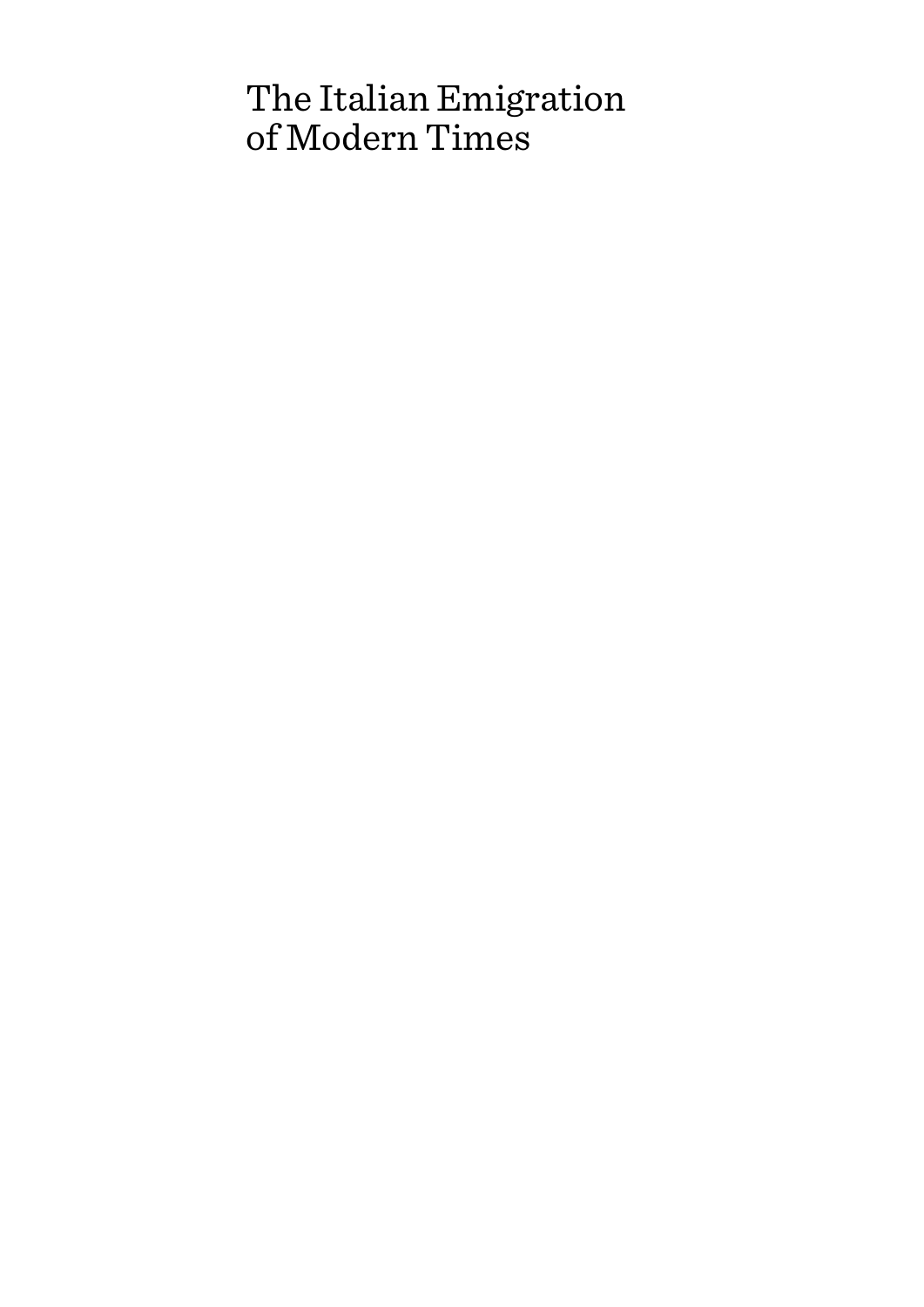# The Italian Emigration of Modern Times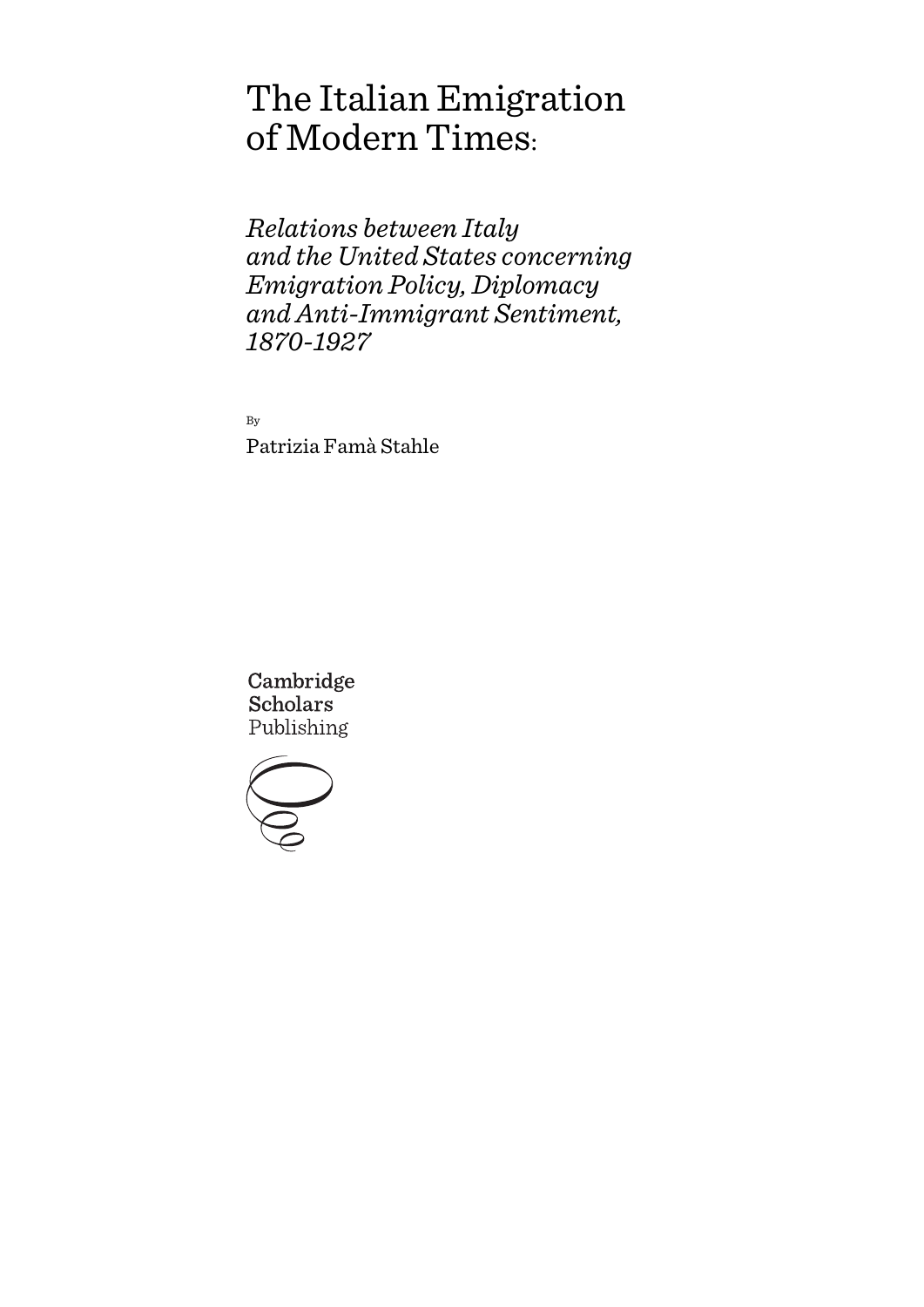# The Italian Emigration of Modern Times:

## *Relations between Italy and the United States concerning Emigration Policy, Diplomacy and Anti-Immigrant Sentiment, 1870-1927*

By

Patrizia Famà Stahle

Cambridge Scholars Publishing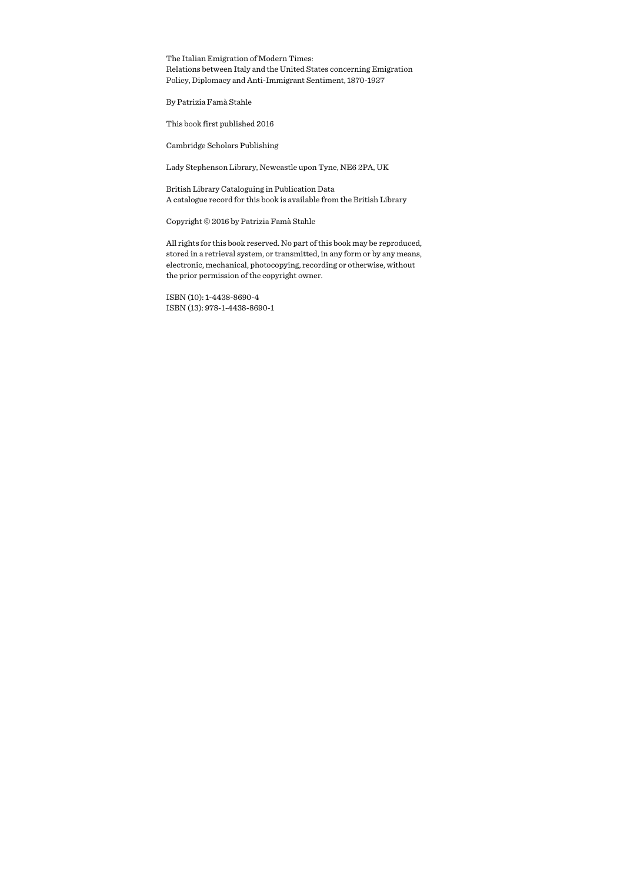The Italian Emigration of Modern Times:
Relations between Italy and the United States concerning Emigration Policy, Diplomacy and Anti-Immigrant Sentiment, 1870-1927

By Patrizia Famà Stahle

This book first published 2016

Cambridge Scholars Publishing

Lady Stephenson Library, Newcastle upon Tyne, NE6 2PA, UK

British Library Cataloguing in Publication Data
A catalogue record for this book is available from the British Library

Copyright © 2016 by Patrizia Famà Stahle

All rights for this book reserved. No part of this book may be reproduced, stored in a retrieval system, or transmitted, in any form or by any means, electronic, mechanical, photocopying, recording or otherwise, without the prior permission of the copyright owner.

ISBN (10): 1-4438-8690-4
ISBN (13): 978-1-4438-8690-1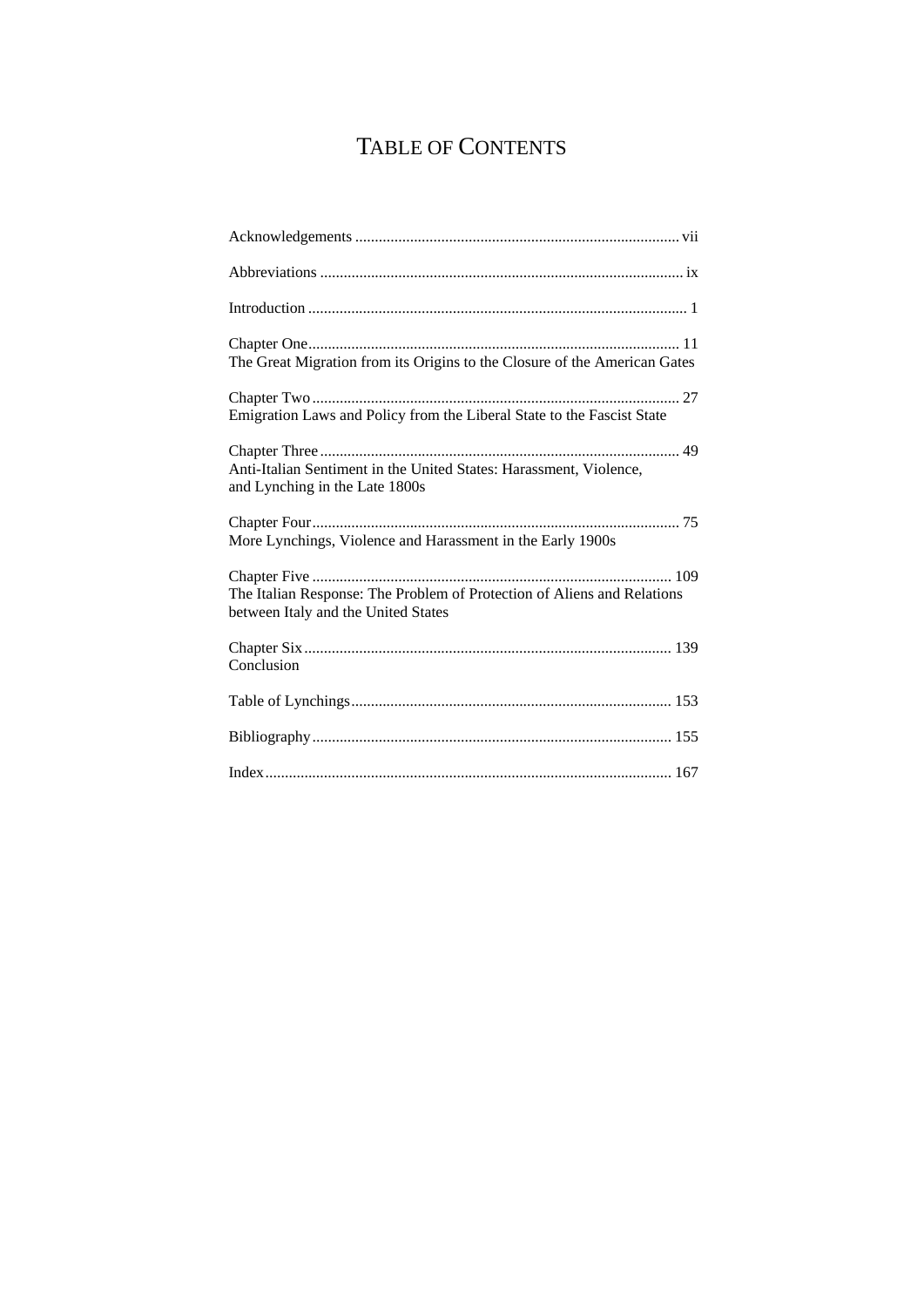# TABLE OF CONTENTS

Acknowledgements .................................................................................. vii

Abbreviations ............................................................................................ ix

Introduction ................................................................................................ 1

Chapter One.............................................................................................. 11
The Great Migration from its Origins to the Closure of the American Gates

Chapter Two ............................................................................................. 27
Emigration Laws and Policy from the Liberal State to the Fascist State

Chapter Three ........................................................................................... 49
Anti-Italian Sentiment in the United States: Harassment, Violence, and Lynching in the Late 1800s

Chapter Four............................................................................................. 75
More Lynchings, Violence and Harassment in the Early 1900s

Chapter Five ........................................................................................... 109
The Italian Response: The Problem of Protection of Aliens and Relations between Italy and the United States

Chapter Six ............................................................................................. 139
Conclusion

Table of Lynchings ................................................................................. 153

Bibliography ........................................................................................... 155

Index ....................................................................................................... 167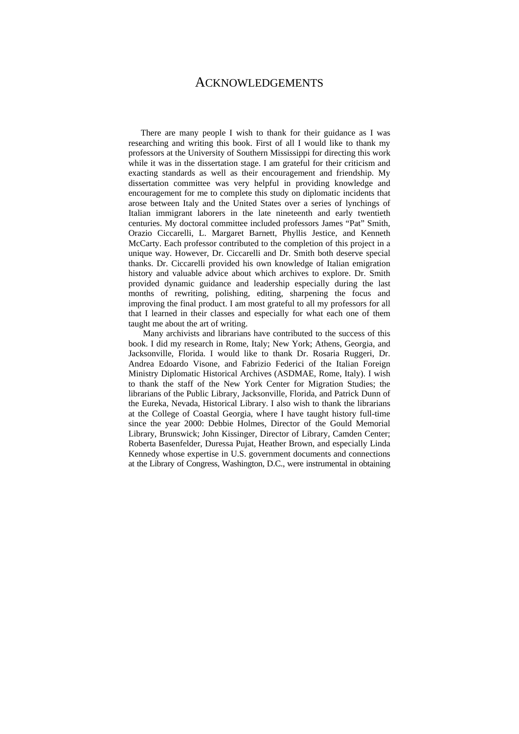# ACKNOWLEDGEMENTS

There are many people I wish to thank for their guidance as I was researching and writing this book. First of all I would like to thank my professors at the University of Southern Mississippi for directing this work while it was in the dissertation stage. I am grateful for their criticism and exacting standards as well as their encouragement and friendship. My dissertation committee was very helpful in providing knowledge and encouragement for me to complete this study on diplomatic incidents that arose between Italy and the United States over a series of lynchings of Italian immigrant laborers in the late nineteenth and early twentieth centuries. My doctoral committee included professors James "Pat" Smith, Orazio Ciccarelli, L. Margaret Barnett, Phyllis Jestice, and Kenneth McCarty. Each professor contributed to the completion of this project in a unique way. However, Dr. Ciccarelli and Dr. Smith both deserve special thanks. Dr. Ciccarelli provided his own knowledge of Italian emigration history and valuable advice about which archives to explore. Dr. Smith provided dynamic guidance and leadership especially during the last months of rewriting, polishing, editing, sharpening the focus and improving the final product. I am most grateful to all my professors for all that I learned in their classes and especially for what each one of them taught me about the art of writing.

Many archivists and librarians have contributed to the success of this book. I did my research in Rome, Italy; New York; Athens, Georgia, and Jacksonville, Florida. I would like to thank Dr. Rosaria Ruggeri, Dr. Andrea Edoardo Visone, and Fabrizio Federici of the Italian Foreign Ministry Diplomatic Historical Archives (ASDMAE, Rome, Italy). I wish to thank the staff of the New York Center for Migration Studies; the librarians of the Public Library, Jacksonville, Florida, and Patrick Dunn of the Eureka, Nevada, Historical Library. I also wish to thank the librarians at the College of Coastal Georgia, where I have taught history full-time since the year 2000: Debbie Holmes, Director of the Gould Memorial Library, Brunswick; John Kissinger, Director of Library, Camden Center; Roberta Basenfelder, Duressa Pujat, Heather Brown, and especially Linda Kennedy whose expertise in U.S. government documents and connections at the Library of Congress, Washington, D.C., were instrumental in obtaining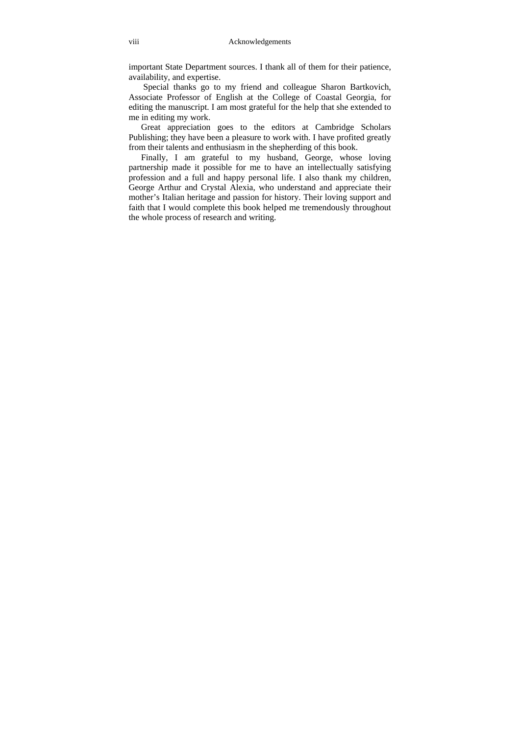important State Department sources. I thank all of them for their patience, availability, and expertise.

Special thanks go to my friend and colleague Sharon Bartkovich, Associate Professor of English at the College of Coastal Georgia, for editing the manuscript. I am most grateful for the help that she extended to me in editing my work.

Great appreciation goes to the editors at Cambridge Scholars Publishing; they have been a pleasure to work with. I have profited greatly from their talents and enthusiasm in the shepherding of this book.

Finally, I am grateful to my husband, George, whose loving partnership made it possible for me to have an intellectually satisfying profession and a full and happy personal life. I also thank my children, George Arthur and Crystal Alexia, who understand and appreciate their mother's Italian heritage and passion for history. Their loving support and faith that I would complete this book helped me tremendously throughout the whole process of research and writing.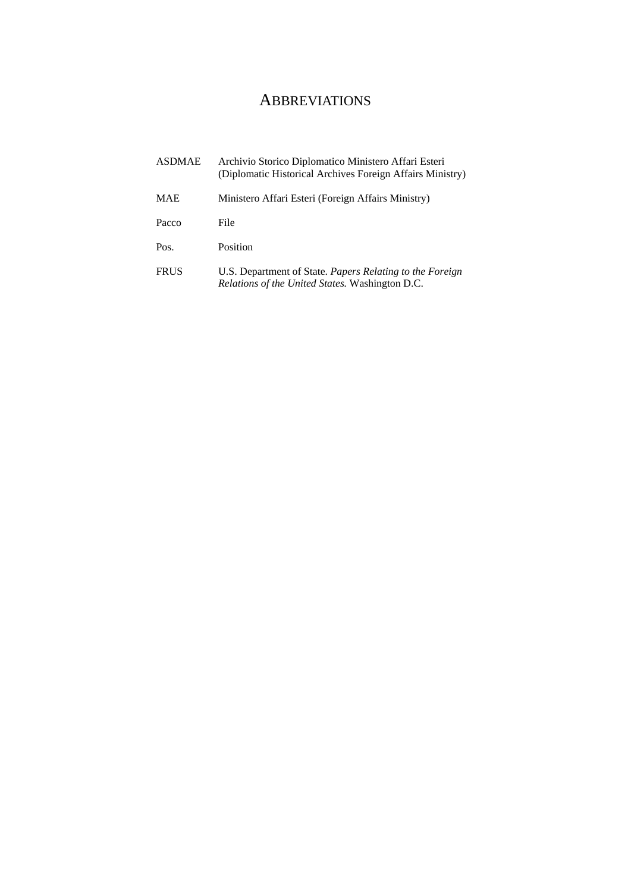# Abbreviations

| | |
|---|---|
| ASDMAE | Archivio Storico Diplomatico Ministero Affari Esteri (Diplomatic Historical Archives Foreign Affairs Ministry) |
| MAE | Ministero Affari Esteri (Foreign Affairs Ministry) |
| Pacco | File |
| Pos. | Position |
| FRUS | U.S. Department of State. *Papers Relating to the Foreign Relations of the United States.* Washington D.C. |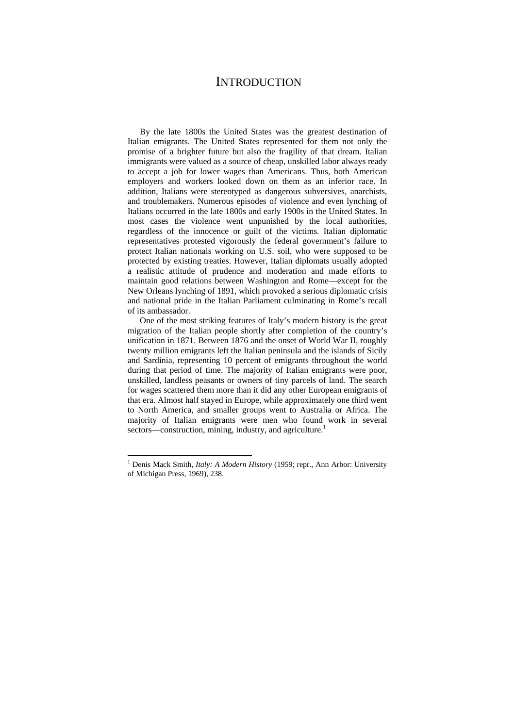# Introduction

By the late 1800s the United States was the greatest destination of Italian emigrants. The United States represented for them not only the promise of a brighter future but also the fragility of that dream. Italian immigrants were valued as a source of cheap, unskilled labor always ready to accept a job for lower wages than Americans. Thus, both American employers and workers looked down on them as an inferior race. In addition, Italians were stereotyped as dangerous subversives, anarchists, and troublemakers. Numerous episodes of violence and even lynching of Italians occurred in the late 1800s and early 1900s in the United States. In most cases the violence went unpunished by the local authorities, regardless of the innocence or guilt of the victims. Italian diplomatic representatives protested vigorously the federal government's failure to protect Italian nationals working on U.S. soil, who were supposed to be protected by existing treaties. However, Italian diplomats usually adopted a realistic attitude of prudence and moderation and made efforts to maintain good relations between Washington and Rome—except for the New Orleans lynching of 1891, which provoked a serious diplomatic crisis and national pride in the Italian Parliament culminating in Rome's recall of its ambassador.

One of the most striking features of Italy's modern history is the great migration of the Italian people shortly after completion of the country's unification in 1871. Between 1876 and the onset of World War II, roughly twenty million emigrants left the Italian peninsula and the islands of Sicily and Sardinia, representing 10 percent of emigrants throughout the world during that period of time. The majority of Italian emigrants were poor, unskilled, landless peasants or owners of tiny parcels of land. The search for wages scattered them more than it did any other European emigrants of that era. Almost half stayed in Europe, while approximately one third went to North America, and smaller groups went to Australia or Africa. The majority of Italian emigrants were men who found work in several sectors—construction, mining, industry, and agriculture.[1]

[1] Denis Mack Smith, *Italy: A Modern History* (1959; repr., Ann Arbor: University of Michigan Press, 1969), 238.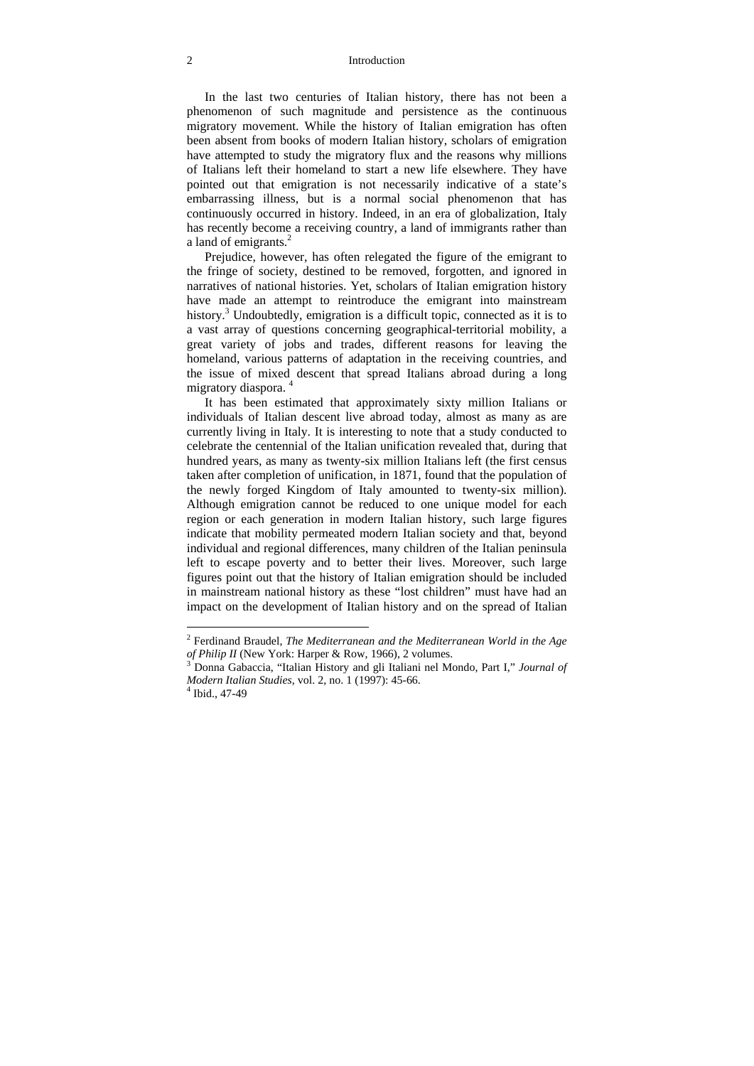In the last two centuries of Italian history, there has not been a phenomenon of such magnitude and persistence as the continuous migratory movement. While the history of Italian emigration has often been absent from books of modern Italian history, scholars of emigration have attempted to study the migratory flux and the reasons why millions of Italians left their homeland to start a new life elsewhere. They have pointed out that emigration is not necessarily indicative of a state's embarrassing illness, but is a normal social phenomenon that has continuously occurred in history. Indeed, in an era of globalization, Italy has recently become a receiving country, a land of immigrants rather than a land of emigrants.[2]

Prejudice, however, has often relegated the figure of the emigrant to the fringe of society, destined to be removed, forgotten, and ignored in narratives of national histories. Yet, scholars of Italian emigration history have made an attempt to reintroduce the emigrant into mainstream history.[3] Undoubtedly, emigration is a difficult topic, connected as it is to a vast array of questions concerning geographical-territorial mobility, a great variety of jobs and trades, different reasons for leaving the homeland, various patterns of adaptation in the receiving countries, and the issue of mixed descent that spread Italians abroad during a long migratory diaspora. [4]

It has been estimated that approximately sixty million Italians or individuals of Italian descent live abroad today, almost as many as are currently living in Italy. It is interesting to note that a study conducted to celebrate the centennial of the Italian unification revealed that, during that hundred years, as many as twenty-six million Italians left (the first census taken after completion of unification, in 1871, found that the population of the newly forged Kingdom of Italy amounted to twenty-six million). Although emigration cannot be reduced to one unique model for each region or each generation in modern Italian history, such large figures indicate that mobility permeated modern Italian society and that, beyond individual and regional differences, many children of the Italian peninsula left to escape poverty and to better their lives. Moreover, such large figures point out that the history of Italian emigration should be included in mainstream national history as these "lost children" must have had an impact on the development of Italian history and on the spread of Italian

---

[2] Ferdinand Braudel, *The Mediterranean and the Mediterranean World in the Age of Philip II* (New York: Harper & Row, 1966), 2 volumes.

[3] Donna Gabaccia, "Italian History and gli Italiani nel Mondo, Part I," *Journal of Modern Italian Studies*, vol. 2, no. 1 (1997): 45-66.

[4] Ibid., 47-49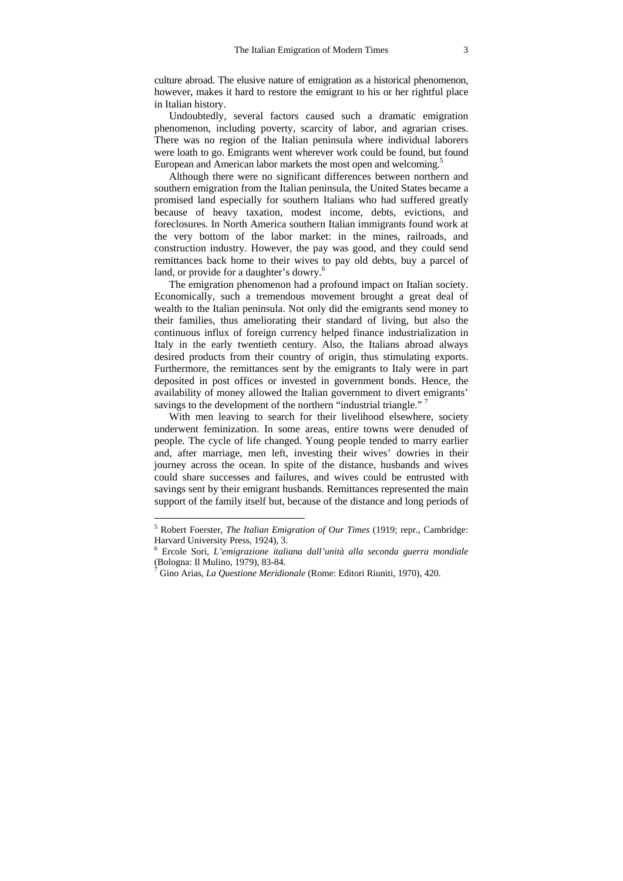culture abroad. The elusive nature of emigration as a historical phenomenon, however, makes it hard to restore the emigrant to his or her rightful place in Italian history.

Undoubtedly, several factors caused such a dramatic emigration phenomenon, including poverty, scarcity of labor, and agrarian crises. There was no region of the Italian peninsula where individual laborers were loath to go. Emigrants went wherever work could be found, but found European and American labor markets the most open and welcoming.[5]

Although there were no significant differences between northern and southern emigration from the Italian peninsula, the United States became a promised land especially for southern Italians who had suffered greatly because of heavy taxation, modest income, debts, evictions, and foreclosures. In North America southern Italian immigrants found work at the very bottom of the labor market: in the mines, railroads, and construction industry. However, the pay was good, and they could send remittances back home to their wives to pay old debts, buy a parcel of land, or provide for a daughter's dowry.[6]

The emigration phenomenon had a profound impact on Italian society. Economically, such a tremendous movement brought a great deal of wealth to the Italian peninsula. Not only did the emigrants send money to their families, thus ameliorating their standard of living, but also the continuous influx of foreign currency helped finance industrialization in Italy in the early twentieth century. Also, the Italians abroad always desired products from their country of origin, thus stimulating exports. Furthermore, the remittances sent by the emigrants to Italy were in part deposited in post offices or invested in government bonds. Hence, the availability of money allowed the Italian government to divert emigrants' savings to the development of the northern "industrial triangle." [7]

With men leaving to search for their livelihood elsewhere, society underwent feminization. In some areas, entire towns were denuded of people. The cycle of life changed. Young people tended to marry earlier and, after marriage, men left, investing their wives' dowries in their journey across the ocean. In spite of the distance, husbands and wives could share successes and failures, and wives could be entrusted with savings sent by their emigrant husbands. Remittances represented the main support of the family itself but, because of the distance and long periods of

---

[5] Robert Foerster, *The Italian Emigration of Our Times* (1919; repr., Cambridge: Harvard University Press, 1924), 3.

[6] Ercole Sori, *L'emigrazione italiana dall'unità alla seconda guerra mondiale* (Bologna: Il Mulino, 1979), 83-84.

[7] Gino Arias, *La Questione Meridionale* (Rome: Editori Riuniti, 1970), 420.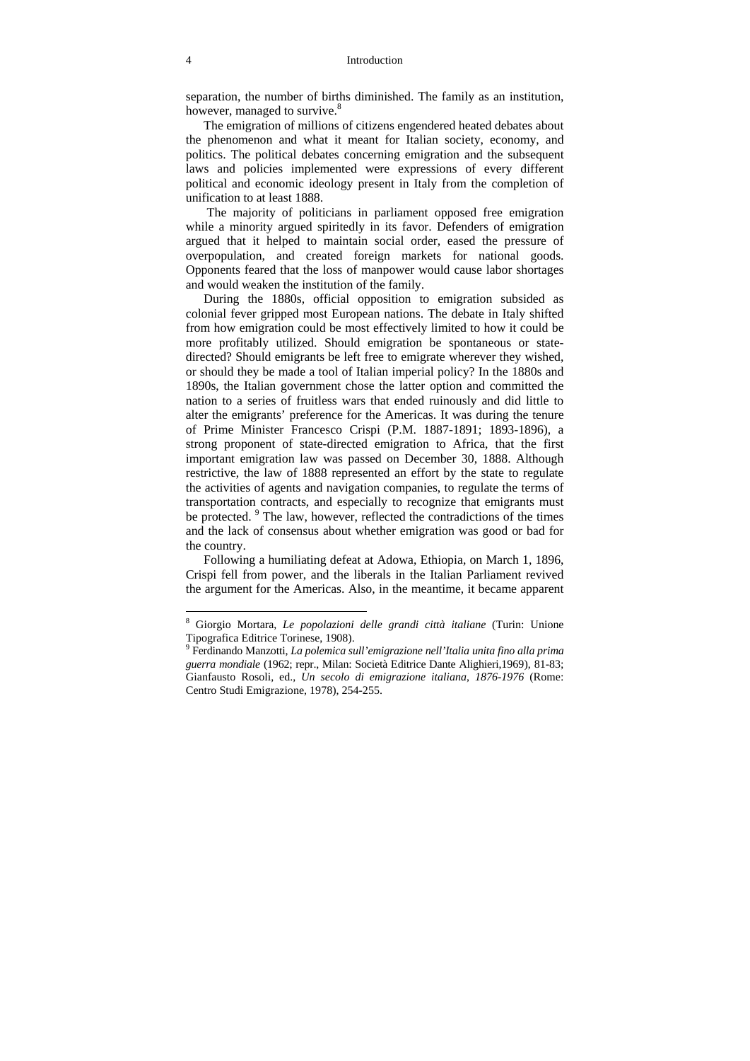separation, the number of births diminished. The family as an institution, however, managed to survive.[8]

The emigration of millions of citizens engendered heated debates about the phenomenon and what it meant for Italian society, economy, and politics. The political debates concerning emigration and the subsequent laws and policies implemented were expressions of every different political and economic ideology present in Italy from the completion of unification to at least 1888.

The majority of politicians in parliament opposed free emigration while a minority argued spiritedly in its favor. Defenders of emigration argued that it helped to maintain social order, eased the pressure of overpopulation, and created foreign markets for national goods. Opponents feared that the loss of manpower would cause labor shortages and would weaken the institution of the family.

During the 1880s, official opposition to emigration subsided as colonial fever gripped most European nations. The debate in Italy shifted from how emigration could be most effectively limited to how it could be more profitably utilized. Should emigration be spontaneous or state-directed? Should emigrants be left free to emigrate wherever they wished, or should they be made a tool of Italian imperial policy? In the 1880s and 1890s, the Italian government chose the latter option and committed the nation to a series of fruitless wars that ended ruinously and did little to alter the emigrants' preference for the Americas. It was during the tenure of Prime Minister Francesco Crispi (P.M. 1887-1891; 1893-1896), a strong proponent of state-directed emigration to Africa, that the first important emigration law was passed on December 30, 1888. Although restrictive, the law of 1888 represented an effort by the state to regulate the activities of agents and navigation companies, to regulate the terms of transportation contracts, and especially to recognize that emigrants must be protected. [9] The law, however, reflected the contradictions of the times and the lack of consensus about whether emigration was good or bad for the country.

Following a humiliating defeat at Adowa, Ethiopia, on March 1, 1896, Crispi fell from power, and the liberals in the Italian Parliament revived the argument for the Americas. Also, in the meantime, it became apparent

---

[8] Giorgio Mortara, *Le popolazioni delle grandi città italiane* (Turin: Unione Tipografica Editrice Torinese, 1908).

[9] Ferdinando Manzotti, *La polemica sull'emigrazione nell'Italia unita fino alla prima guerra mondiale* (1962; repr., Milan: Società Editrice Dante Alighieri,1969), 81-83; Gianfausto Rosoli, ed., *Un secolo di emigrazione italiana, 1876-1976* (Rome: Centro Studi Emigrazione, 1978), 254-255.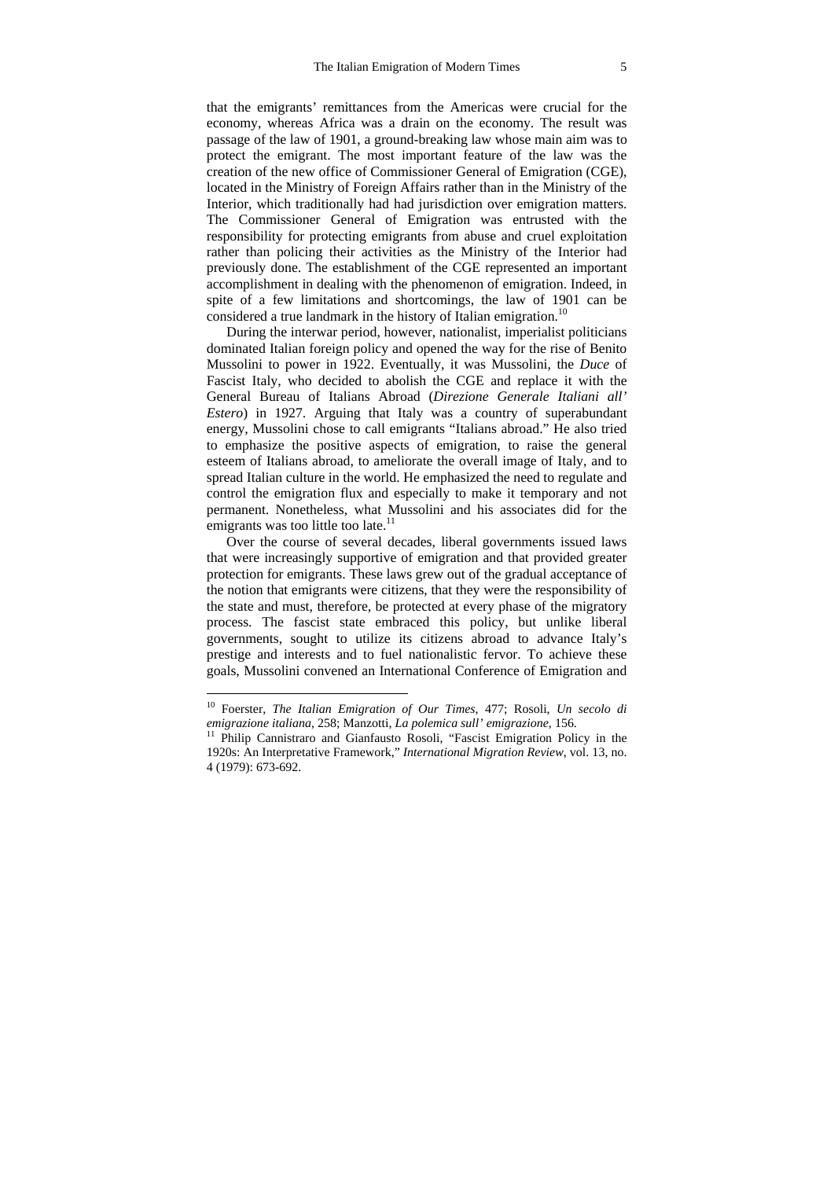that the emigrants' remittances from the Americas were crucial for the economy, whereas Africa was a drain on the economy. The result was passage of the law of 1901, a ground-breaking law whose main aim was to protect the emigrant. The most important feature of the law was the creation of the new office of Commissioner General of Emigration (CGE), located in the Ministry of Foreign Affairs rather than in the Ministry of the Interior, which traditionally had had jurisdiction over emigration matters. The Commissioner General of Emigration was entrusted with the responsibility for protecting emigrants from abuse and cruel exploitation rather than policing their activities as the Ministry of the Interior had previously done. The establishment of the CGE represented an important accomplishment in dealing with the phenomenon of emigration. Indeed, in spite of a few limitations and shortcomings, the law of 1901 can be considered a true landmark in the history of Italian emigration.[10]

During the interwar period, however, nationalist, imperialist politicians dominated Italian foreign policy and opened the way for the rise of Benito Mussolini to power in 1922. Eventually, it was Mussolini, the *Duce* of Fascist Italy, who decided to abolish the CGE and replace it with the General Bureau of Italians Abroad (*Direzione Generale Italiani all' Estero*) in 1927. Arguing that Italy was a country of superabundant energy, Mussolini chose to call emigrants "Italians abroad." He also tried to emphasize the positive aspects of emigration, to raise the general esteem of Italians abroad, to ameliorate the overall image of Italy, and to spread Italian culture in the world. He emphasized the need to regulate and control the emigration flux and especially to make it temporary and not permanent. Nonetheless, what Mussolini and his associates did for the emigrants was too little too late.[11]

Over the course of several decades, liberal governments issued laws that were increasingly supportive of emigration and that provided greater protection for emigrants. These laws grew out of the gradual acceptance of the notion that emigrants were citizens, that they were the responsibility of the state and must, therefore, be protected at every phase of the migratory process. The fascist state embraced this policy, but unlike liberal governments, sought to utilize its citizens abroad to advance Italy's prestige and interests and to fuel nationalistic fervor. To achieve these goals, Mussolini convened an International Conference of Emigration and

---

[10] Foerster, *The Italian Emigration of Our Times*, 477; Rosoli, *Un secolo di emigrazione italiana*, 258; Manzotti, *La polemica sull' emigrazione*, 156.

[11] Philip Cannistraro and Gianfausto Rosoli, "Fascist Emigration Policy in the 1920s: An Interpretative Framework," *International Migration Review*, vol. 13, no. 4 (1979): 673-692.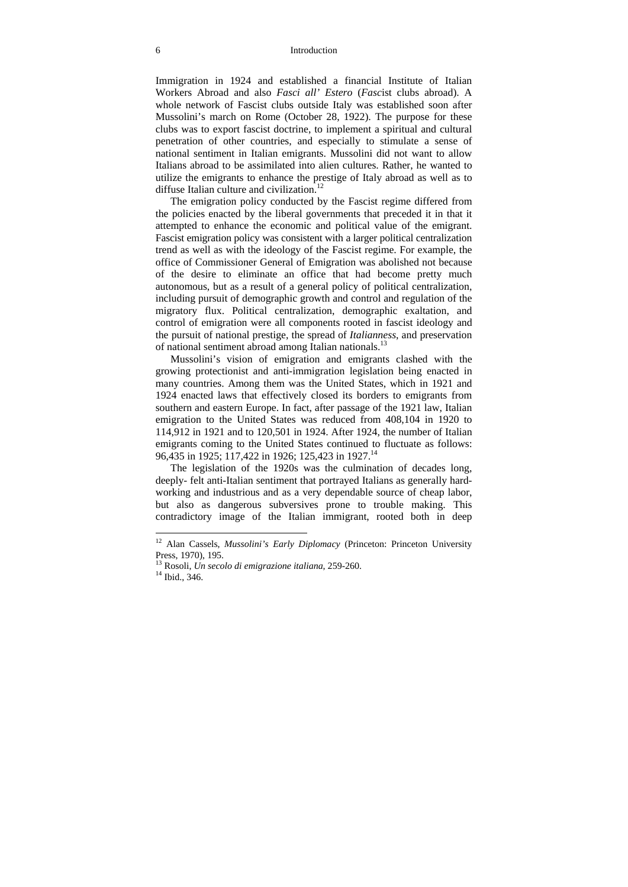Immigration in 1924 and established a financial Institute of Italian Workers Abroad and also *Fasci all' Estero* (*Fasc*ist clubs abroad). A whole network of Fascist clubs outside Italy was established soon after Mussolini's march on Rome (October 28, 1922). The purpose for these clubs was to export fascist doctrine, to implement a spiritual and cultural penetration of other countries, and especially to stimulate a sense of national sentiment in Italian emigrants. Mussolini did not want to allow Italians abroad to be assimilated into alien cultures. Rather, he wanted to utilize the emigrants to enhance the prestige of Italy abroad as well as to diffuse Italian culture and civilization.[12]

The emigration policy conducted by the Fascist regime differed from the policies enacted by the liberal governments that preceded it in that it attempted to enhance the economic and political value of the emigrant. Fascist emigration policy was consistent with a larger political centralization trend as well as with the ideology of the Fascist regime. For example, the office of Commissioner General of Emigration was abolished not because of the desire to eliminate an office that had become pretty much autonomous, but as a result of a general policy of political centralization, including pursuit of demographic growth and control and regulation of the migratory flux. Political centralization, demographic exaltation, and control of emigration were all components rooted in fascist ideology and the pursuit of national prestige, the spread of *Italianness*, and preservation of national sentiment abroad among Italian nationals.[13]

Mussolini's vision of emigration and emigrants clashed with the growing protectionist and anti-immigration legislation being enacted in many countries. Among them was the United States, which in 1921 and 1924 enacted laws that effectively closed its borders to emigrants from southern and eastern Europe. In fact, after passage of the 1921 law, Italian emigration to the United States was reduced from 408,104 in 1920 to 114,912 in 1921 and to 120,501 in 1924. After 1924, the number of Italian emigrants coming to the United States continued to fluctuate as follows: 96,435 in 1925; 117,422 in 1926; 125,423 in 1927.[14]

The legislation of the 1920s was the culmination of decades long, deeply- felt anti-Italian sentiment that portrayed Italians as generally hard-working and industrious and as a very dependable source of cheap labor, but also as dangerous subversives prone to trouble making. This contradictory image of the Italian immigrant, rooted both in deep

---

[12] Alan Cassels, *Mussolini's Early Diplomacy* (Princeton: Princeton University Press, 1970), 195.

[13] Rosoli, *Un secolo di emigrazione italiana*, 259-260.

[14] Ibid., 346.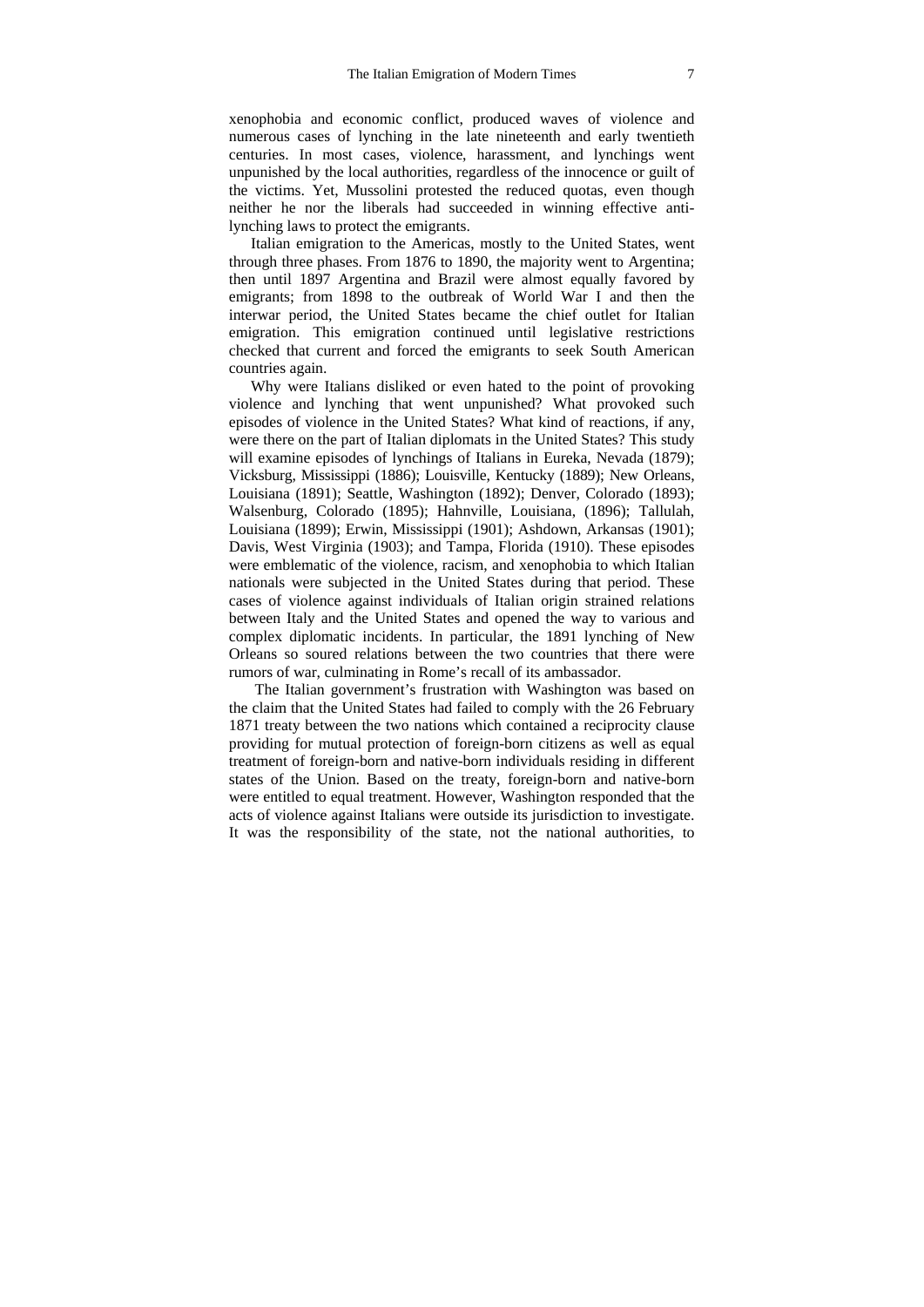xenophobia and economic conflict, produced waves of violence and numerous cases of lynching in the late nineteenth and early twentieth centuries. In most cases, violence, harassment, and lynchings went unpunished by the local authorities, regardless of the innocence or guilt of the victims. Yet, Mussolini protested the reduced quotas, even though neither he nor the liberals had succeeded in winning effective anti-lynching laws to protect the emigrants.

Italian emigration to the Americas, mostly to the United States, went through three phases. From 1876 to 1890, the majority went to Argentina; then until 1897 Argentina and Brazil were almost equally favored by emigrants; from 1898 to the outbreak of World War I and then the interwar period, the United States became the chief outlet for Italian emigration. This emigration continued until legislative restrictions checked that current and forced the emigrants to seek South American countries again.

Why were Italians disliked or even hated to the point of provoking violence and lynching that went unpunished? What provoked such episodes of violence in the United States? What kind of reactions, if any, were there on the part of Italian diplomats in the United States? This study will examine episodes of lynchings of Italians in Eureka, Nevada (1879); Vicksburg, Mississippi (1886); Louisville, Kentucky (1889); New Orleans, Louisiana (1891); Seattle, Washington (1892); Denver, Colorado (1893); Walsenburg, Colorado (1895); Hahnville, Louisiana, (1896); Tallulah, Louisiana (1899); Erwin, Mississippi (1901); Ashdown, Arkansas (1901); Davis, West Virginia (1903); and Tampa, Florida (1910). These episodes were emblematic of the violence, racism, and xenophobia to which Italian nationals were subjected in the United States during that period. These cases of violence against individuals of Italian origin strained relations between Italy and the United States and opened the way to various and complex diplomatic incidents. In particular, the 1891 lynching of New Orleans so soured relations between the two countries that there were rumors of war, culminating in Rome's recall of its ambassador.

The Italian government's frustration with Washington was based on the claim that the United States had failed to comply with the 26 February 1871 treaty between the two nations which contained a reciprocity clause providing for mutual protection of foreign-born citizens as well as equal treatment of foreign-born and native-born individuals residing in different states of the Union. Based on the treaty, foreign-born and native-born were entitled to equal treatment. However, Washington responded that the acts of violence against Italians were outside its jurisdiction to investigate. It was the responsibility of the state, not the national authorities, to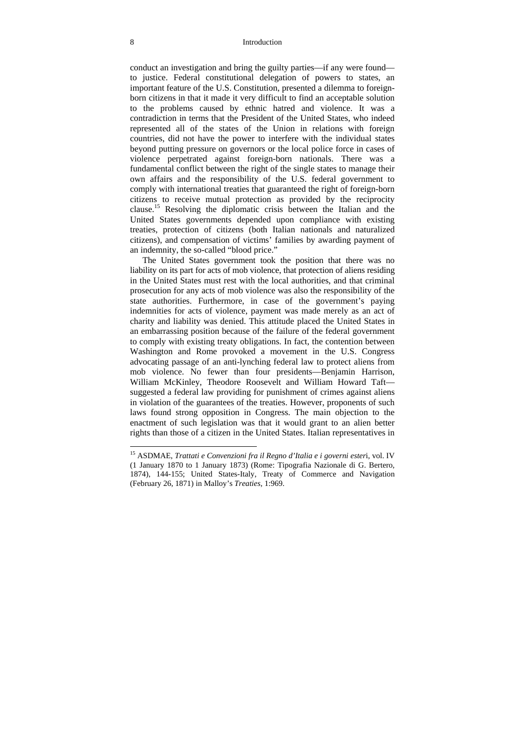conduct an investigation and bring the guilty parties—if any were found—to justice. Federal constitutional delegation of powers to states, an important feature of the U.S. Constitution, presented a dilemma to foreign-born citizens in that it made it very difficult to find an acceptable solution to the problems caused by ethnic hatred and violence. It was a contradiction in terms that the President of the United States, who indeed represented all of the states of the Union in relations with foreign countries, did not have the power to interfere with the individual states beyond putting pressure on governors or the local police force in cases of violence perpetrated against foreign-born nationals. There was a fundamental conflict between the right of the single states to manage their own affairs and the responsibility of the U.S. federal government to comply with international treaties that guaranteed the right of foreign-born citizens to receive mutual protection as provided by the reciprocity clause.[15] Resolving the diplomatic crisis between the Italian and the United States governments depended upon compliance with existing treaties, protection of citizens (both Italian nationals and naturalized citizens), and compensation of victims' families by awarding payment of an indemnity, the so-called "blood price."

The United States government took the position that there was no liability on its part for acts of mob violence, that protection of aliens residing in the United States must rest with the local authorities, and that criminal prosecution for any acts of mob violence was also the responsibility of the state authorities. Furthermore, in case of the government's paying indemnities for acts of violence, payment was made merely as an act of charity and liability was denied. This attitude placed the United States in an embarrassing position because of the failure of the federal government to comply with existing treaty obligations. In fact, the contention between Washington and Rome provoked a movement in the U.S. Congress advocating passage of an anti-lynching federal law to protect aliens from mob violence. No fewer than four presidents—Benjamin Harrison, William McKinley, Theodore Roosevelt and William Howard Taft—suggested a federal law providing for punishment of crimes against aliens in violation of the guarantees of the treaties. However, proponents of such laws found strong opposition in Congress. The main objection to the enactment of such legislation was that it would grant to an alien better rights than those of a citizen in the United States. Italian representatives in

---

[15] ASDMAE, *Trattati e Convenzioni fra il Regno d'Italia e i governi ester*i, vol. IV (1 January 1870 to 1 January 1873) (Rome: Tipografia Nazionale di G. Bertero, 1874), 144-155; United States-Italy, Treaty of Commerce and Navigation (February 26, 1871) in Malloy's *Treaties*, 1:969.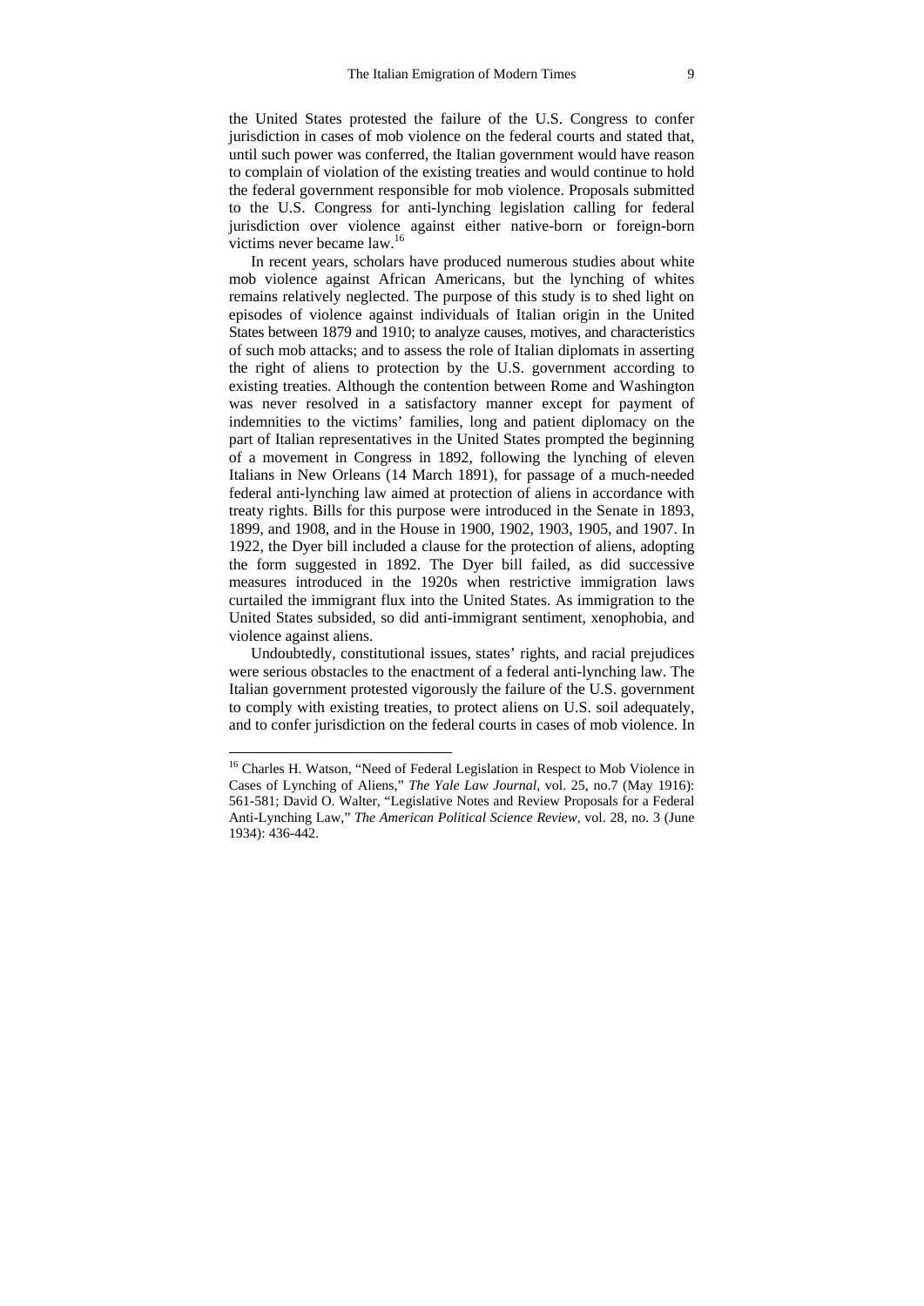the United States protested the failure of the U.S. Congress to confer jurisdiction in cases of mob violence on the federal courts and stated that, until such power was conferred, the Italian government would have reason to complain of violation of the existing treaties and would continue to hold the federal government responsible for mob violence. Proposals submitted to the U.S. Congress for anti-lynching legislation calling for federal jurisdiction over violence against either native-born or foreign-born victims never became law.[16]

In recent years, scholars have produced numerous studies about white mob violence against African Americans, but the lynching of whites remains relatively neglected. The purpose of this study is to shed light on episodes of violence against individuals of Italian origin in the United States between 1879 and 1910; to analyze causes, motives, and characteristics of such mob attacks; and to assess the role of Italian diplomats in asserting the right of aliens to protection by the U.S. government according to existing treaties. Although the contention between Rome and Washington was never resolved in a satisfactory manner except for payment of indemnities to the victims' families, long and patient diplomacy on the part of Italian representatives in the United States prompted the beginning of a movement in Congress in 1892, following the lynching of eleven Italians in New Orleans (14 March 1891), for passage of a much-needed federal anti-lynching law aimed at protection of aliens in accordance with treaty rights. Bills for this purpose were introduced in the Senate in 1893, 1899, and 1908, and in the House in 1900, 1902, 1903, 1905, and 1907. In 1922, the Dyer bill included a clause for the protection of aliens, adopting the form suggested in 1892. The Dyer bill failed, as did successive measures introduced in the 1920s when restrictive immigration laws curtailed the immigrant flux into the United States. As immigration to the United States subsided, so did anti-immigrant sentiment, xenophobia, and violence against aliens.

Undoubtedly, constitutional issues, states' rights, and racial prejudices were serious obstacles to the enactment of a federal anti-lynching law. The Italian government protested vigorously the failure of the U.S. government to comply with existing treaties, to protect aliens on U.S. soil adequately, and to confer jurisdiction on the federal courts in cases of mob violence. In

---

[16] Charles H. Watson, "Need of Federal Legislation in Respect to Mob Violence in Cases of Lynching of Aliens," *The Yale Law Journal*, vol. 25, no.7 (May 1916): 561-581; David O. Walter, "Legislative Notes and Review Proposals for a Federal Anti-Lynching Law," *The American Political Science Review*, vol. 28, no. 3 (June 1934): 436-442.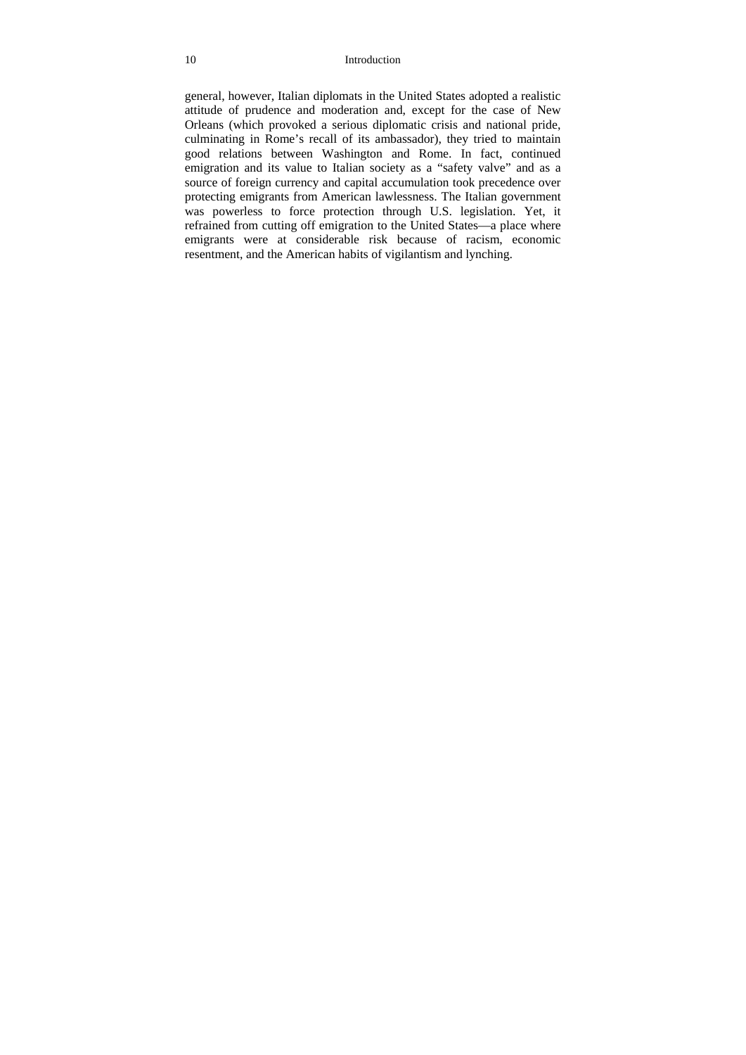general, however, Italian diplomats in the United States adopted a realistic attitude of prudence and moderation and, except for the case of New Orleans (which provoked a serious diplomatic crisis and national pride, culminating in Rome's recall of its ambassador), they tried to maintain good relations between Washington and Rome. In fact, continued emigration and its value to Italian society as a "safety valve" and as a source of foreign currency and capital accumulation took precedence over protecting emigrants from American lawlessness. The Italian government was powerless to force protection through U.S. legislation. Yet, it refrained from cutting off emigration to the United States—a place where emigrants were at considerable risk because of racism, economic resentment, and the American habits of vigilantism and lynching.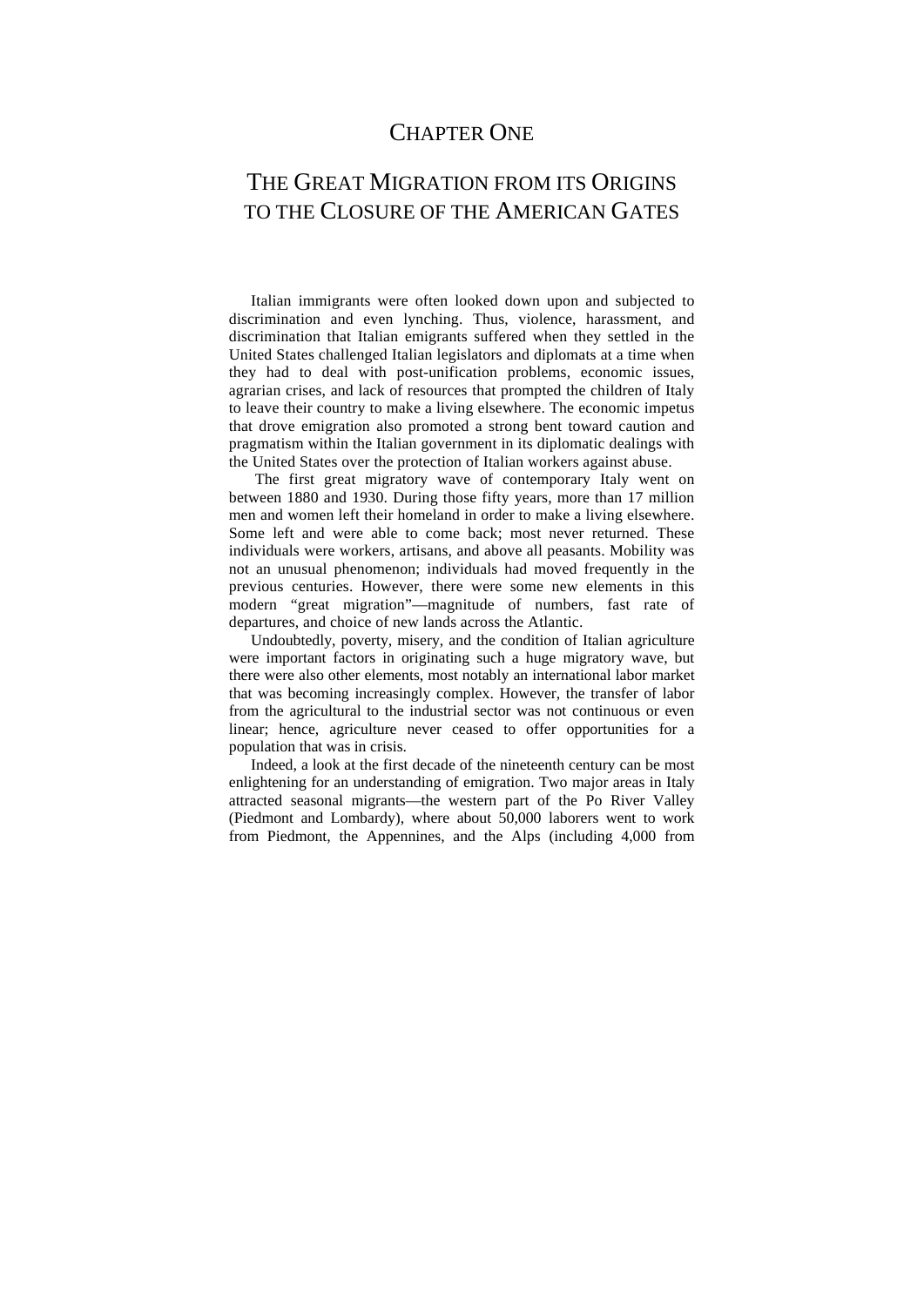# CHAPTER ONE

# THE GREAT MIGRATION FROM ITS ORIGINS TO THE CLOSURE OF THE AMERICAN GATES

Italian immigrants were often looked down upon and subjected to discrimination and even lynching. Thus, violence, harassment, and discrimination that Italian emigrants suffered when they settled in the United States challenged Italian legislators and diplomats at a time when they had to deal with post-unification problems, economic issues, agrarian crises, and lack of resources that prompted the children of Italy to leave their country to make a living elsewhere. The economic impetus that drove emigration also promoted a strong bent toward caution and pragmatism within the Italian government in its diplomatic dealings with the United States over the protection of Italian workers against abuse.

The first great migratory wave of contemporary Italy went on between 1880 and 1930. During those fifty years, more than 17 million men and women left their homeland in order to make a living elsewhere. Some left and were able to come back; most never returned. These individuals were workers, artisans, and above all peasants. Mobility was not an unusual phenomenon; individuals had moved frequently in the previous centuries. However, there were some new elements in this modern "great migration"—magnitude of numbers, fast rate of departures, and choice of new lands across the Atlantic.

Undoubtedly, poverty, misery, and the condition of Italian agriculture were important factors in originating such a huge migratory wave, but there were also other elements, most notably an international labor market that was becoming increasingly complex. However, the transfer of labor from the agricultural to the industrial sector was not continuous or even linear; hence, agriculture never ceased to offer opportunities for a population that was in crisis.

Indeed, a look at the first decade of the nineteenth century can be most enlightening for an understanding of emigration. Two major areas in Italy attracted seasonal migrants—the western part of the Po River Valley (Piedmont and Lombardy), where about 50,000 laborers went to work from Piedmont, the Appennines, and the Alps (including 4,000 from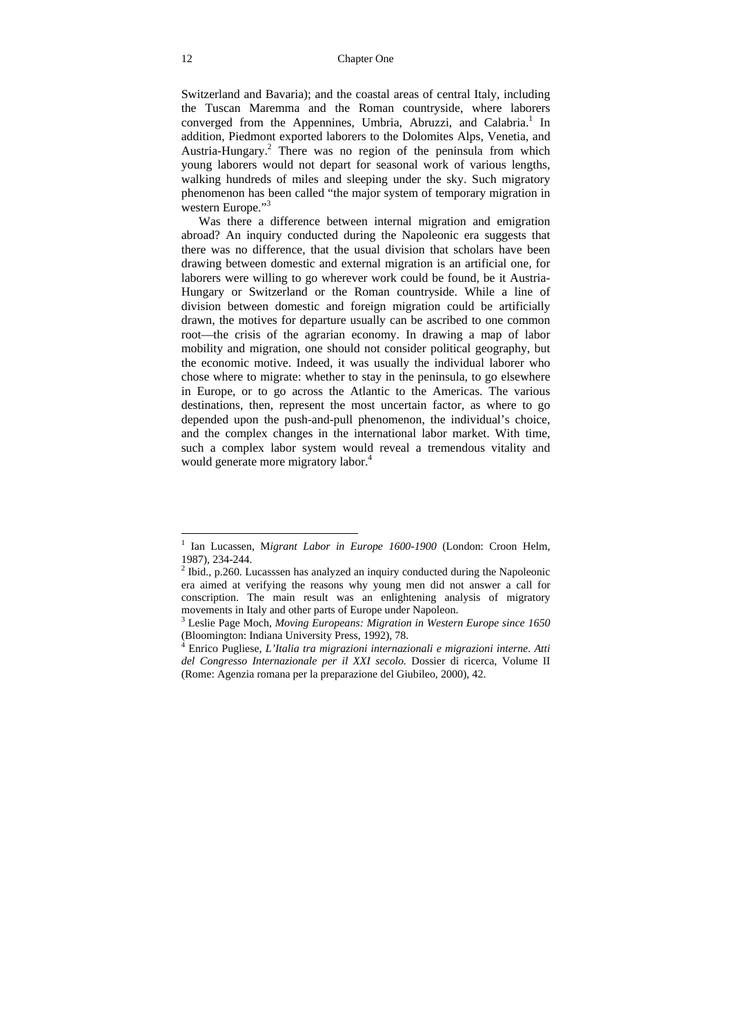Switzerland and Bavaria); and the coastal areas of central Italy, including the Tuscan Maremma and the Roman countryside, where laborers converged from the Appennines, Umbria, Abruzzi, and Calabria.[1] In addition, Piedmont exported laborers to the Dolomites Alps, Venetia, and Austria-Hungary.[2] There was no region of the peninsula from which young laborers would not depart for seasonal work of various lengths, walking hundreds of miles and sleeping under the sky. Such migratory phenomenon has been called "the major system of temporary migration in western Europe."[3]

Was there a difference between internal migration and emigration abroad? An inquiry conducted during the Napoleonic era suggests that there was no difference, that the usual division that scholars have been drawing between domestic and external migration is an artificial one, for laborers were willing to go wherever work could be found, be it Austria-Hungary or Switzerland or the Roman countryside. While a line of division between domestic and foreign migration could be artificially drawn, the motives for departure usually can be ascribed to one common root—the crisis of the agrarian economy. In drawing a map of labor mobility and migration, one should not consider political geography, but the economic motive. Indeed, it was usually the individual laborer who chose where to migrate: whether to stay in the peninsula, to go elsewhere in Europe, or to go across the Atlantic to the Americas. The various destinations, then, represent the most uncertain factor, as where to go depended upon the push-and-pull phenomenon, the individual's choice, and the complex changes in the international labor market. With time, such a complex labor system would reveal a tremendous vitality and would generate more migratory labor.[4]

---

[1] Ian Lucassen, M*igrant Labor in Europe 1600-1900* (London: Croon Helm, 1987), 234-244.

[2] Ibid., p.260. Lucasssen has analyzed an inquiry conducted during the Napoleonic era aimed at verifying the reasons why young men did not answer a call for conscription. The main result was an enlightening analysis of migratory movements in Italy and other parts of Europe under Napoleon.

[3] Leslie Page Moch, *Moving Europeans: Migration in Western Europe since 1650* (Bloomington: Indiana University Press, 1992), 78.

[4] Enrico Pugliese, *L'Italia tra migrazioni internazionali e migrazioni interne. Atti del Congresso Internazionale per il XXI secolo.* Dossier di ricerca, Volume II (Rome: Agenzia romana per la preparazione del Giubileo, 2000), 42.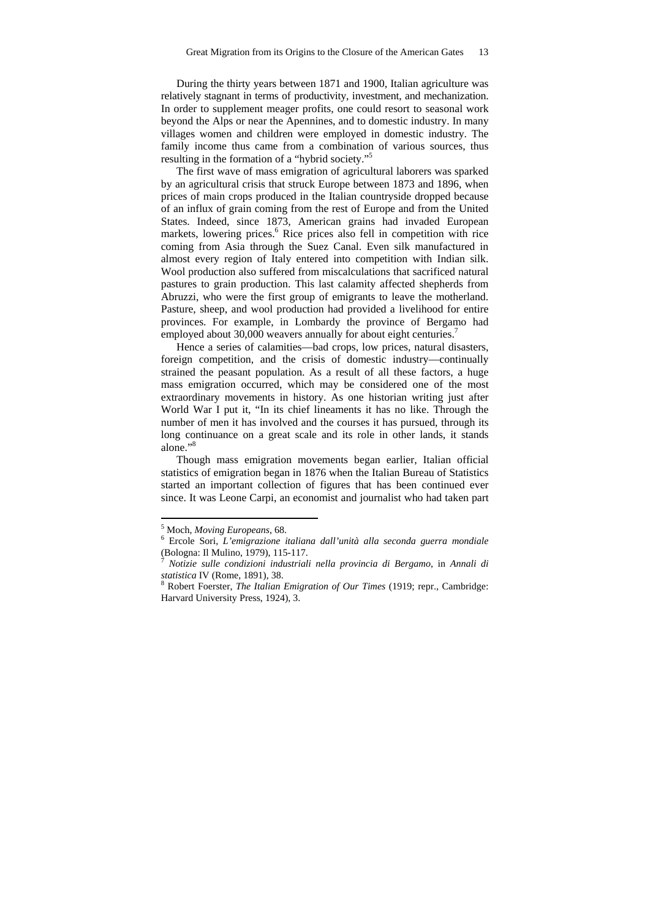During the thirty years between 1871 and 1900, Italian agriculture was relatively stagnant in terms of productivity, investment, and mechanization. In order to supplement meager profits, one could resort to seasonal work beyond the Alps or near the Apennines, and to domestic industry. In many villages women and children were employed in domestic industry. The family income thus came from a combination of various sources, thus resulting in the formation of a "hybrid society."[5]

The first wave of mass emigration of agricultural laborers was sparked by an agricultural crisis that struck Europe between 1873 and 1896, when prices of main crops produced in the Italian countryside dropped because of an influx of grain coming from the rest of Europe and from the United States. Indeed, since 1873, American grains had invaded European markets, lowering prices.[6] Rice prices also fell in competition with rice coming from Asia through the Suez Canal. Even silk manufactured in almost every region of Italy entered into competition with Indian silk. Wool production also suffered from miscalculations that sacrificed natural pastures to grain production. This last calamity affected shepherds from Abruzzi, who were the first group of emigrants to leave the motherland. Pasture, sheep, and wool production had provided a livelihood for entire provinces. For example, in Lombardy the province of Bergamo had employed about 30,000 weavers annually for about eight centuries.[7]

Hence a series of calamities—bad crops, low prices, natural disasters, foreign competition, and the crisis of domestic industry—continually strained the peasant population. As a result of all these factors, a huge mass emigration occurred, which may be considered one of the most extraordinary movements in history. As one historian writing just after World War I put it, "In its chief lineaments it has no like. Through the number of men it has involved and the courses it has pursued, through its long continuance on a great scale and its role in other lands, it stands alone."[8]

Though mass emigration movements began earlier, Italian official statistics of emigration began in 1876 when the Italian Bureau of Statistics started an important collection of figures that has been continued ever since. It was Leone Carpi, an economist and journalist who had taken part

---

[5] Moch, *Moving Europeans*, 68.

[6] Ercole Sori, *L'emigrazione italiana dall'unità alla seconda guerra mondiale* (Bologna: Il Mulino, 1979), 115-117.

[7] *Notizie sulle condizioni industriali nella provincia di Bergamo*, in *Annali di statistica* IV (Rome, 1891), 38.

[8] Robert Foerster, *The Italian Emigration of Our Times* (1919; repr., Cambridge: Harvard University Press, 1924), 3.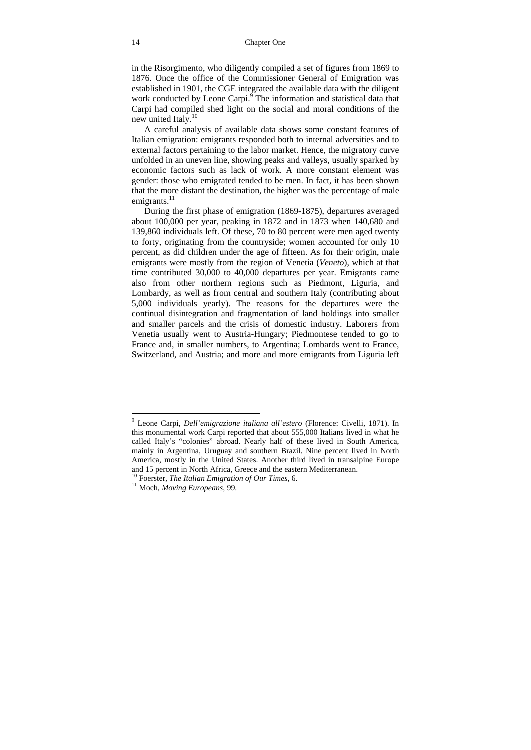in the Risorgimento, who diligently compiled a set of figures from 1869 to 1876. Once the office of the Commissioner General of Emigration was established in 1901, the CGE integrated the available data with the diligent work conducted by Leone Carpi.[9] The information and statistical data that Carpi had compiled shed light on the social and moral conditions of the new united Italy.[10]

A careful analysis of available data shows some constant features of Italian emigration: emigrants responded both to internal adversities and to external factors pertaining to the labor market. Hence, the migratory curve unfolded in an uneven line, showing peaks and valleys, usually sparked by economic factors such as lack of work. A more constant element was gender: those who emigrated tended to be men. In fact, it has been shown that the more distant the destination, the higher was the percentage of male emigrants.[11]

During the first phase of emigration (1869-1875), departures averaged about 100,000 per year, peaking in 1872 and in 1873 when 140,680 and 139,860 individuals left. Of these, 70 to 80 percent were men aged twenty to forty, originating from the countryside; women accounted for only 10 percent, as did children under the age of fifteen. As for their origin, male emigrants were mostly from the region of Venetia (*Veneto*), which at that time contributed 30,000 to 40,000 departures per year. Emigrants came also from other northern regions such as Piedmont, Liguria, and Lombardy, as well as from central and southern Italy (contributing about 5,000 individuals yearly). The reasons for the departures were the continual disintegration and fragmentation of land holdings into smaller and smaller parcels and the crisis of domestic industry. Laborers from Venetia usually went to Austria-Hungary; Piedmontese tended to go to France and, in smaller numbers, to Argentina; Lombards went to France, Switzerland, and Austria; and more and more emigrants from Liguria left

---

[9] Leone Carpi, *Dell'emigrazione italiana all'estero* (Florence: Civelli, 1871). In this monumental work Carpi reported that about 555,000 Italians lived in what he called Italy's "colonies" abroad. Nearly half of these lived in South America, mainly in Argentina, Uruguay and southern Brazil. Nine percent lived in North America, mostly in the United States. Another third lived in transalpine Europe and 15 percent in North Africa, Greece and the eastern Mediterranean.

[10] Foerster, *The Italian Emigration of Our Times*, 6.

[11] Moch, *Moving Europeans*, 99.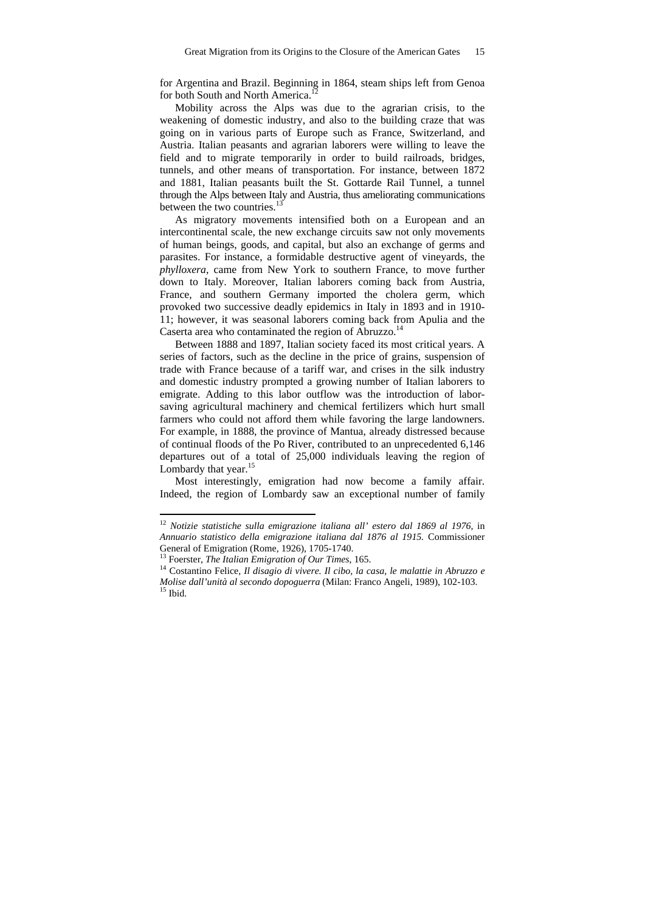for Argentina and Brazil. Beginning in 1864, steam ships left from Genoa for both South and North America.[12]

Mobility across the Alps was due to the agrarian crisis, to the weakening of domestic industry, and also to the building craze that was going on in various parts of Europe such as France, Switzerland, and Austria. Italian peasants and agrarian laborers were willing to leave the field and to migrate temporarily in order to build railroads, bridges, tunnels, and other means of transportation. For instance, between 1872 and 1881, Italian peasants built the St. Gottarde Rail Tunnel, a tunnel through the Alps between Italy and Austria, thus ameliorating communications between the two countries.[13]

As migratory movements intensified both on a European and an intercontinental scale, the new exchange circuits saw not only movements of human beings, goods, and capital, but also an exchange of germs and parasites. For instance, a formidable destructive agent of vineyards, the *phylloxera*, came from New York to southern France, to move further down to Italy. Moreover, Italian laborers coming back from Austria, France, and southern Germany imported the cholera germ, which provoked two successive deadly epidemics in Italy in 1893 and in 1910-11; however, it was seasonal laborers coming back from Apulia and the Caserta area who contaminated the region of Abruzzo.[14]

Between 1888 and 1897, Italian society faced its most critical years. A series of factors, such as the decline in the price of grains, suspension of trade with France because of a tariff war, and crises in the silk industry and domestic industry prompted a growing number of Italian laborers to emigrate. Adding to this labor outflow was the introduction of labor-saving agricultural machinery and chemical fertilizers which hurt small farmers who could not afford them while favoring the large landowners. For example, in 1888, the province of Mantua, already distressed because of continual floods of the Po River, contributed to an unprecedented 6,146 departures out of a total of 25,000 individuals leaving the region of Lombardy that year.[15]

Most interestingly, emigration had now become a family affair. Indeed, the region of Lombardy saw an exceptional number of family

---

[12] *Notizie statistiche sulla emigrazione italiana all' estero dal 1869 al 1976*, in *Annuario statistico della emigrazione italiana dal 1876 al 1915.* Commissioner General of Emigration (Rome, 1926), 1705-1740.

[13] Foerster, *The Italian Emigration of Our Times*, 165.

[14] Costantino Felice, *Il disagio di vivere. Il cibo, la casa, le malattie in Abruzzo e Molise dall'unità al secondo dopoguerra* (Milan: Franco Angeli, 1989), 102-103.

[15] Ibid.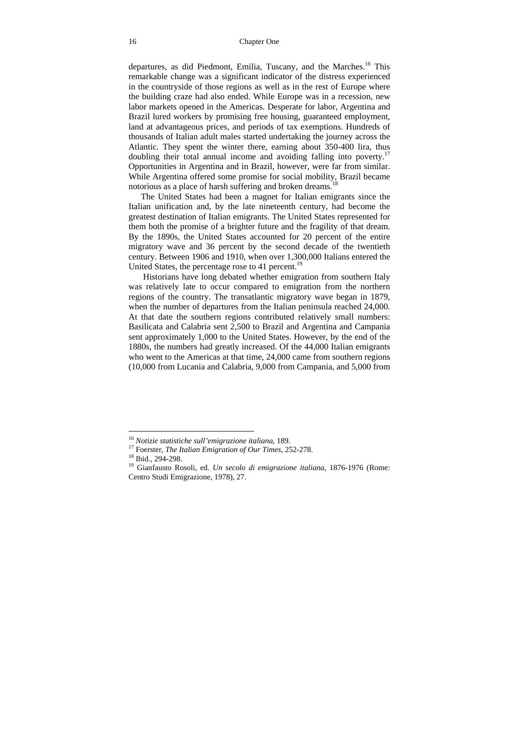departures, as did Piedmont, Emilia, Tuscany, and the Marches.[16] This remarkable change was a significant indicator of the distress experienced in the countryside of those regions as well as in the rest of Europe where the building craze had also ended. While Europe was in a recession, new labor markets opened in the Americas. Desperate for labor, Argentina and Brazil lured workers by promising free housing, guaranteed employment, land at advantageous prices, and periods of tax exemptions. Hundreds of thousands of Italian adult males started undertaking the journey across the Atlantic. They spent the winter there, earning about 350-400 lira, thus doubling their total annual income and avoiding falling into poverty.[17] Opportunities in Argentina and in Brazil, however, were far from similar. While Argentina offered some promise for social mobility, Brazil became notorious as a place of harsh suffering and broken dreams.[18]

The United States had been a magnet for Italian emigrants since the Italian unification and, by the late nineteenth century, had become the greatest destination of Italian emigrants. The United States represented for them both the promise of a brighter future and the fragility of that dream. By the 1890s, the United States accounted for 20 percent of the entire migratory wave and 36 percent by the second decade of the twentieth century. Between 1906 and 1910, when over 1,300,000 Italians entered the United States, the percentage rose to 41 percent.[19]

Historians have long debated whether emigration from southern Italy was relatively late to occur compared to emigration from the northern regions of the country. The transatlantic migratory wave began in 1879, when the number of departures from the Italian peninsula reached 24,000. At that date the southern regions contributed relatively small numbers: Basilicata and Calabria sent 2,500 to Brazil and Argentina and Campania sent approximately 1,000 to the United States. However, by the end of the 1880s, the numbers had greatly increased. Of the 44,000 Italian emigrants who went to the Americas at that time, 24,000 came from southern regions (10,000 from Lucania and Calabria, 9,000 from Campania, and 5,000 from

---

[16] *Notizie statistiche sull'emigrazione italiana*, 189.

[17] Foerster, *The Italian Emigration of Our Times*, 252-278.

[18] Ibid., 294-298.

[19] Gianfausto Rosoli, ed. *Un secolo di emigrazione italiana*, 1876-1976 (Rome: Centro Studi Emigrazione, 1978), 27.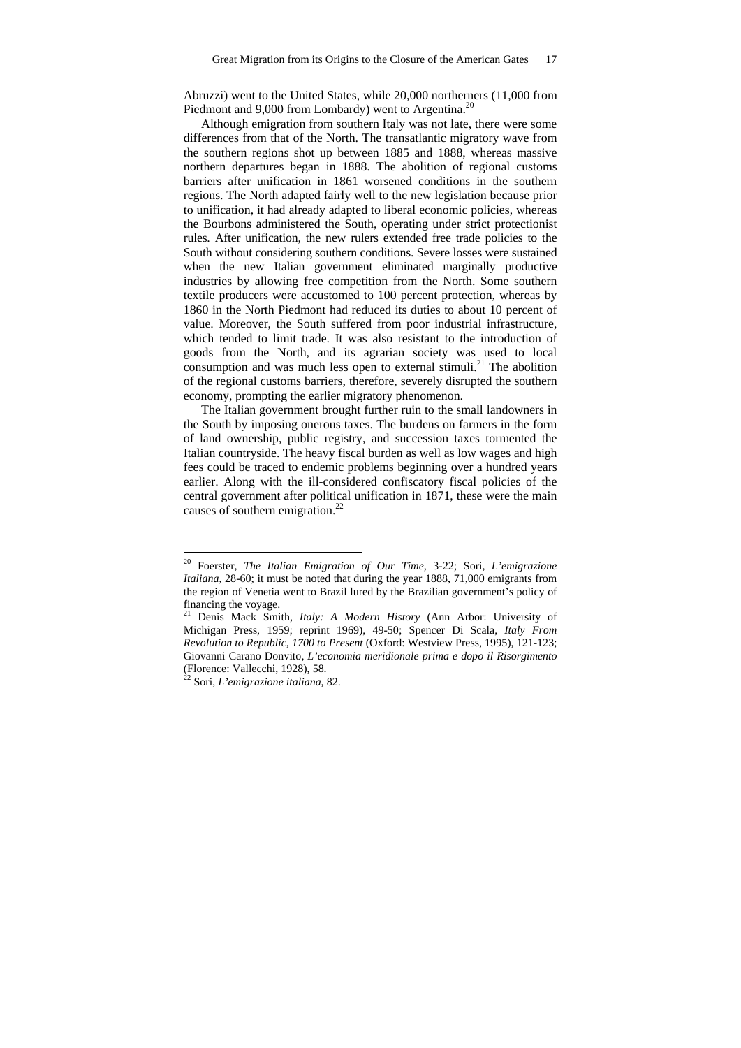Abruzzi) went to the United States, while 20,000 northerners (11,000 from Piedmont and 9,000 from Lombardy) went to Argentina.[20]

Although emigration from southern Italy was not late, there were some differences from that of the North. The transatlantic migratory wave from the southern regions shot up between 1885 and 1888, whereas massive northern departures began in 1888. The abolition of regional customs barriers after unification in 1861 worsened conditions in the southern regions. The North adapted fairly well to the new legislation because prior to unification, it had already adapted to liberal economic policies, whereas the Bourbons administered the South, operating under strict protectionist rules. After unification, the new rulers extended free trade policies to the South without considering southern conditions. Severe losses were sustained when the new Italian government eliminated marginally productive industries by allowing free competition from the North. Some southern textile producers were accustomed to 100 percent protection, whereas by 1860 in the North Piedmont had reduced its duties to about 10 percent of value. Moreover, the South suffered from poor industrial infrastructure, which tended to limit trade. It was also resistant to the introduction of goods from the North, and its agrarian society was used to local consumption and was much less open to external stimuli.[21] The abolition of the regional customs barriers, therefore, severely disrupted the southern economy, prompting the earlier migratory phenomenon.

The Italian government brought further ruin to the small landowners in the South by imposing onerous taxes. The burdens on farmers in the form of land ownership, public registry, and succession taxes tormented the Italian countryside. The heavy fiscal burden as well as low wages and high fees could be traced to endemic problems beginning over a hundred years earlier. Along with the ill-considered confiscatory fiscal policies of the central government after political unification in 1871, these were the main causes of southern emigration.[22]

---

[20] Foerster, *The Italian Emigration of Our Time*, 3-22; Sori, *L'emigrazione Italiana*, 28-60; it must be noted that during the year 1888, 71,000 emigrants from the region of Venetia went to Brazil lured by the Brazilian government's policy of financing the voyage.

[21] Denis Mack Smith, *Italy: A Modern History* (Ann Arbor: University of Michigan Press, 1959; reprint 1969), 49-50; Spencer Di Scala, *Italy From Revolution to Republic, 1700 to Present* (Oxford: Westview Press, 1995), 121-123; Giovanni Carano Donvito, *L'economia meridionale prima e dopo il Risorgimento* (Florence: Vallecchi, 1928), 58.

[22] Sori, *L'emigrazione italiana*, 82.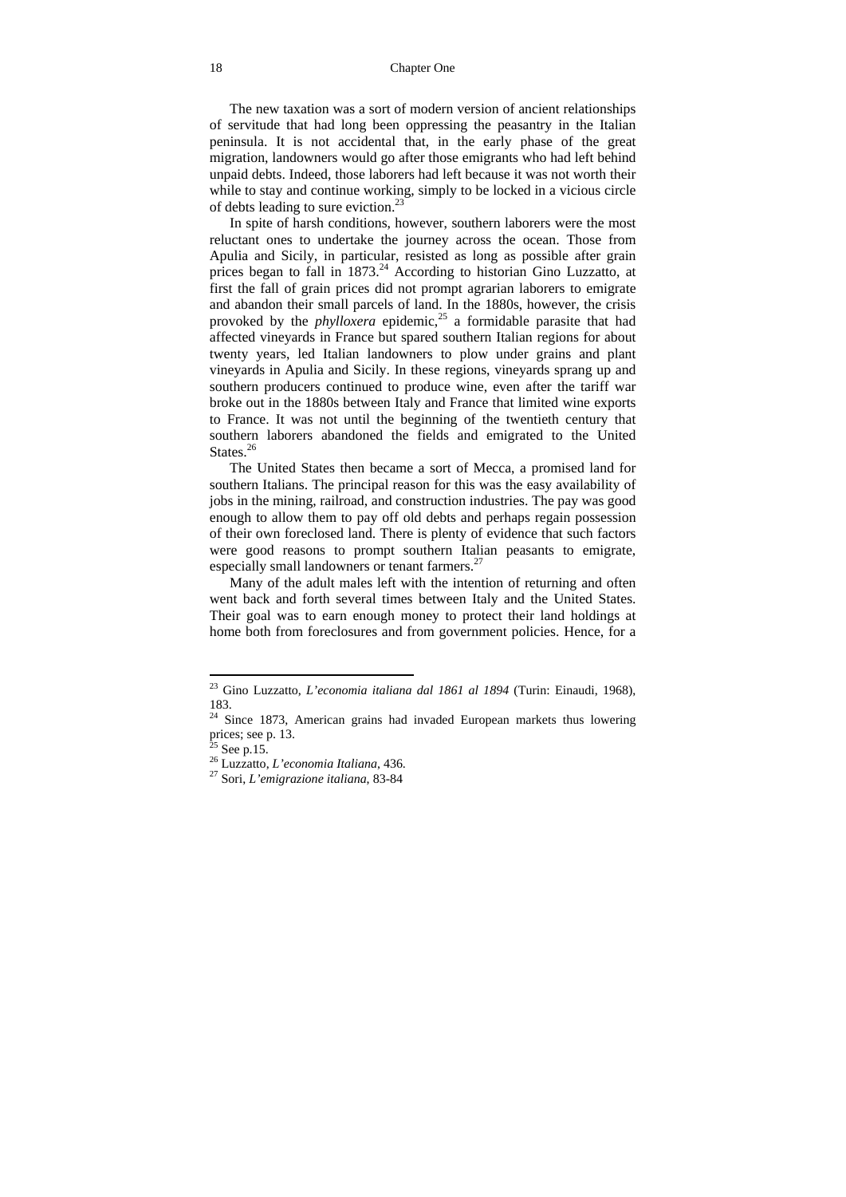The new taxation was a sort of modern version of ancient relationships of servitude that had long been oppressing the peasantry in the Italian peninsula. It is not accidental that, in the early phase of the great migration, landowners would go after those emigrants who had left behind unpaid debts. Indeed, those laborers had left because it was not worth their while to stay and continue working, simply to be locked in a vicious circle of debts leading to sure eviction.[23]

In spite of harsh conditions, however, southern laborers were the most reluctant ones to undertake the journey across the ocean. Those from Apulia and Sicily, in particular, resisted as long as possible after grain prices began to fall in 1873.[24] According to historian Gino Luzzatto, at first the fall of grain prices did not prompt agrarian laborers to emigrate and abandon their small parcels of land. In the 1880s, however, the crisis provoked by the *phylloxera* epidemic,[25] a formidable parasite that had affected vineyards in France but spared southern Italian regions for about twenty years, led Italian landowners to plow under grains and plant vineyards in Apulia and Sicily. In these regions, vineyards sprang up and southern producers continued to produce wine, even after the tariff war broke out in the 1880s between Italy and France that limited wine exports to France. It was not until the beginning of the twentieth century that southern laborers abandoned the fields and emigrated to the United States.[26]

The United States then became a sort of Mecca, a promised land for southern Italians. The principal reason for this was the easy availability of jobs in the mining, railroad, and construction industries. The pay was good enough to allow them to pay off old debts and perhaps regain possession of their own foreclosed land. There is plenty of evidence that such factors were good reasons to prompt southern Italian peasants to emigrate, especially small landowners or tenant farmers.[27]

Many of the adult males left with the intention of returning and often went back and forth several times between Italy and the United States. Their goal was to earn enough money to protect their land holdings at home both from foreclosures and from government policies. Hence, for a

---

[23] Gino Luzzatto, *L'economia italiana dal 1861 al 1894* (Turin: Einaudi, 1968), 183.

[24] Since 1873, American grains had invaded European markets thus lowering prices; see p. 13.

[25] See p.15.

[26] Luzzatto, *L'economia Italiana*, 436.

[27] Sori, *L'emigrazione italiana*, 83-84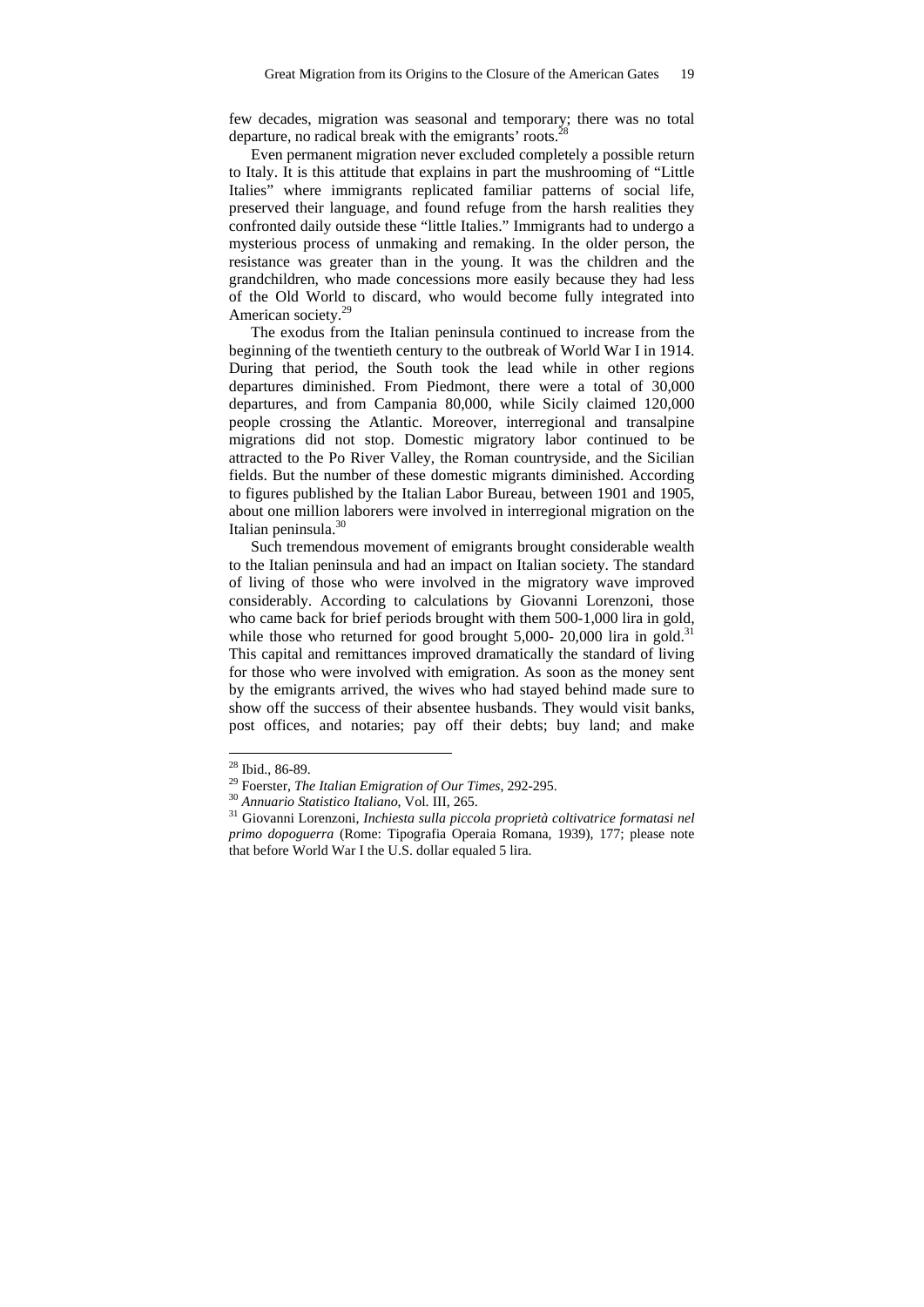few decades, migration was seasonal and temporary; there was no total departure, no radical break with the emigrants' roots.[28]

Even permanent migration never excluded completely a possible return to Italy. It is this attitude that explains in part the mushrooming of "Little Italies" where immigrants replicated familiar patterns of social life, preserved their language, and found refuge from the harsh realities they confronted daily outside these "little Italies." Immigrants had to undergo a mysterious process of unmaking and remaking. In the older person, the resistance was greater than in the young. It was the children and the grandchildren, who made concessions more easily because they had less of the Old World to discard, who would become fully integrated into American society.[29]

The exodus from the Italian peninsula continued to increase from the beginning of the twentieth century to the outbreak of World War I in 1914. During that period, the South took the lead while in other regions departures diminished. From Piedmont, there were a total of 30,000 departures, and from Campania 80,000, while Sicily claimed 120,000 people crossing the Atlantic. Moreover, interregional and transalpine migrations did not stop. Domestic migratory labor continued to be attracted to the Po River Valley, the Roman countryside, and the Sicilian fields. But the number of these domestic migrants diminished. According to figures published by the Italian Labor Bureau, between 1901 and 1905, about one million laborers were involved in interregional migration on the Italian peninsula.[30]

Such tremendous movement of emigrants brought considerable wealth to the Italian peninsula and had an impact on Italian society. The standard of living of those who were involved in the migratory wave improved considerably. According to calculations by Giovanni Lorenzoni, those who came back for brief periods brought with them 500-1,000 lira in gold, while those who returned for good brought 5,000- 20,000 lira in gold.[31] This capital and remittances improved dramatically the standard of living for those who were involved with emigration. As soon as the money sent by the emigrants arrived, the wives who had stayed behind made sure to show off the success of their absentee husbands. They would visit banks, post offices, and notaries; pay off their debts; buy land; and make

---

[28] Ibid., 86-89.

[29] Foerster, *The Italian Emigration of Our Times*, 292-295.

[30] *Annuario Statistico Italiano*, Vol. III, 265.

[31] Giovanni Lorenzoni, *Inchiesta sulla piccola proprietà coltivatrice formatasi nel primo dopoguerra* (Rome: Tipografia Operaia Romana, 1939), 177; please note that before World War I the U.S. dollar equaled 5 lira.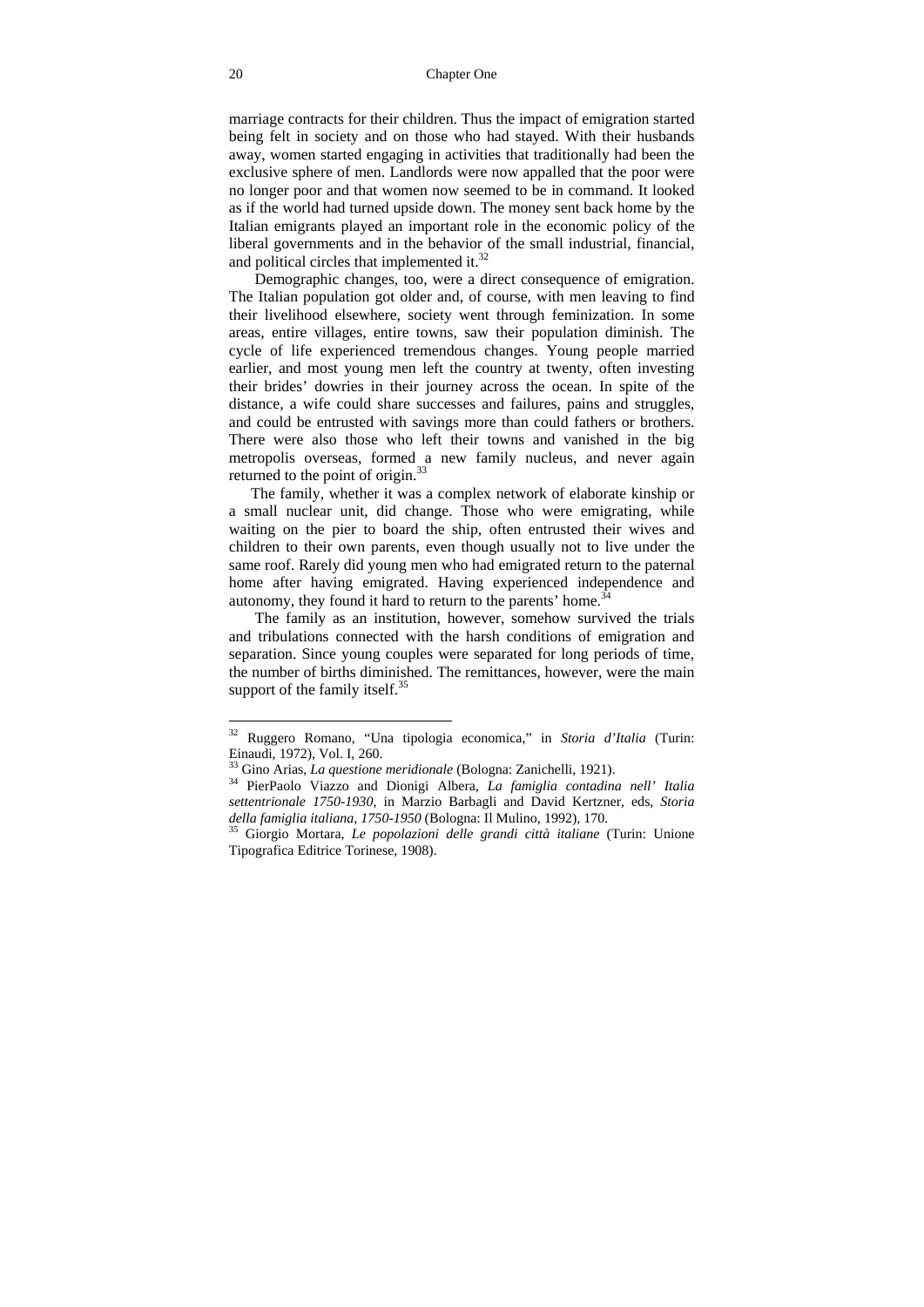marriage contracts for their children. Thus the impact of emigration started being felt in society and on those who had stayed. With their husbands away, women started engaging in activities that traditionally had been the exclusive sphere of men. Landlords were now appalled that the poor were no longer poor and that women now seemed to be in command. It looked as if the world had turned upside down. The money sent back home by the Italian emigrants played an important role in the economic policy of the liberal governments and in the behavior of the small industrial, financial, and political circles that implemented it.[32]

Demographic changes, too, were a direct consequence of emigration. The Italian population got older and, of course, with men leaving to find their livelihood elsewhere, society went through feminization. In some areas, entire villages, entire towns, saw their population diminish. The cycle of life experienced tremendous changes. Young people married earlier, and most young men left the country at twenty, often investing their brides' dowries in their journey across the ocean. In spite of the distance, a wife could share successes and failures, pains and struggles, and could be entrusted with savings more than could fathers or brothers. There were also those who left their towns and vanished in the big metropolis overseas, formed a new family nucleus, and never again returned to the point of origin.[33]

The family, whether it was a complex network of elaborate kinship or a small nuclear unit, did change. Those who were emigrating, while waiting on the pier to board the ship, often entrusted their wives and children to their own parents, even though usually not to live under the same roof. Rarely did young men who had emigrated return to the paternal home after having emigrated. Having experienced independence and autonomy, they found it hard to return to the parents' home.[34]

The family as an institution, however, somehow survived the trials and tribulations connected with the harsh conditions of emigration and separation. Since young couples were separated for long periods of time, the number of births diminished. The remittances, however, were the main support of the family itself.[35]

---

[32] Ruggero Romano, "Una tipologia economica," in *Storia d'Italia* (Turin: Einaudi, 1972), Vol. I, 260.

[33] Gino Arias, *La questione meridionale* (Bologna: Zanichelli, 1921).

[34] PierPaolo Viazzo and Dionigi Albera, *La famiglia contadina nell' Italia settentrionale 1750-1930*, in Marzio Barbagli and David Kertzner, eds, *Storia della famiglia italiana, 1750-1950* (Bologna: Il Mulino, 1992), 170.

[35] Giorgio Mortara, *Le popolazioni delle grandi città italiane* (Turin: Unione Tipografica Editrice Torinese, 1908).